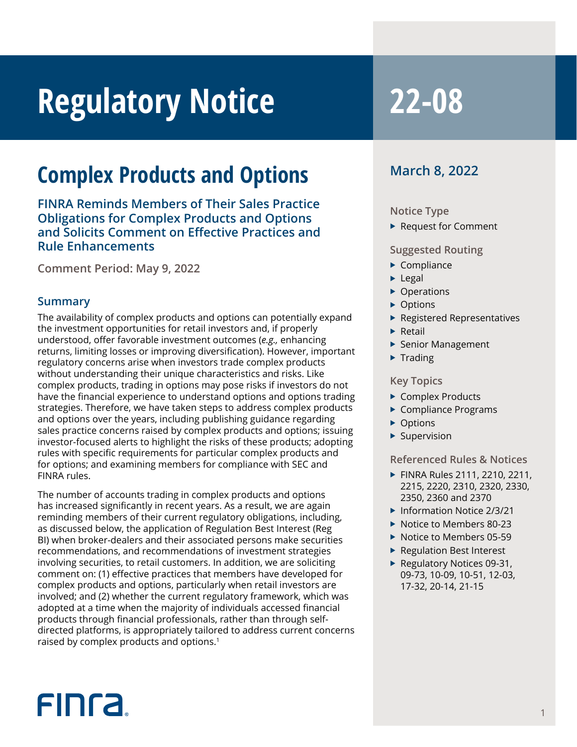# Regulatory Notice 22-08

## Complex Products and Options

### FINRA Reminds Members of Their Sales Practice Obligations for Complex Products and Options and Solicits Comment on Effective Practices and Rule Enhancements

**Comment Period: May 9, 2022**

### Summary

The availability of complex products and options can potentially expand the investment opportunities for retail investors and, if properly understood, offer favorable investment outcomes (*e.g.,* enhancing returns, limiting losses or improving diversification). However, important regulatory concerns arise when investors trade complex products without understanding their unique characteristics and risks. Like complex products, trading in options may pose risks if investors do not have the financial experience to understand options and options trading strategies. Therefore, we have taken steps to address complex products and options over the years, including publishing guidance regarding sales practice concerns raised by complex products and options; issuing investor-focused alerts to highlight the risks of these products; adopting rules with specific requirements for particular complex products and for options; and examining members for compliance with SEC and FINRA rules.

The number of accounts trading in complex products and options has increased significantly in recent years. As a result, we are again reminding members of their current regulatory obligations, including, as discussed below, the application of Regulation Best Interest (Reg BI) when broker-dealers and their associated persons make securities recommendations, and recommendations of investment strategies involving securities, to retail customers. In addition, we are soliciting comment on: (1) effective practices that members have developed for complex products and options, particularly when retail investors are involved; and (2) whether the current regulatory framework, which was adopted at a time when the majority of individuals accessed financial products through financial professionals, rather than through self-directed platforms, is appropriately tailored to address current concerns raised by complex products and options.[1]

**March 8, 2022**

**Notice Type**

- Request for Comment

**Suggested Routing**

- Compliance
- Legal
- Operations
- Options
- Registered Representatives
- Retail
- Senior Management
- Trading

**Key Topics**

- Complex Products
- Compliance Programs
- Options
- Supervision

**Referenced Rules & Notices**

- FINRA Rules 2111, 2210, 2211, 2215, 2220, 2310, 2320, 2330, 2350, 2360 and 2370
- Information Notice 2/3/21
- Notice to Members 80-23
- Notice to Members 05-59
- Regulation Best Interest
- Regulatory Notices 09-31, 09-73, 10-09, 10-51, 12-03, 17-32, 20-14, 21-15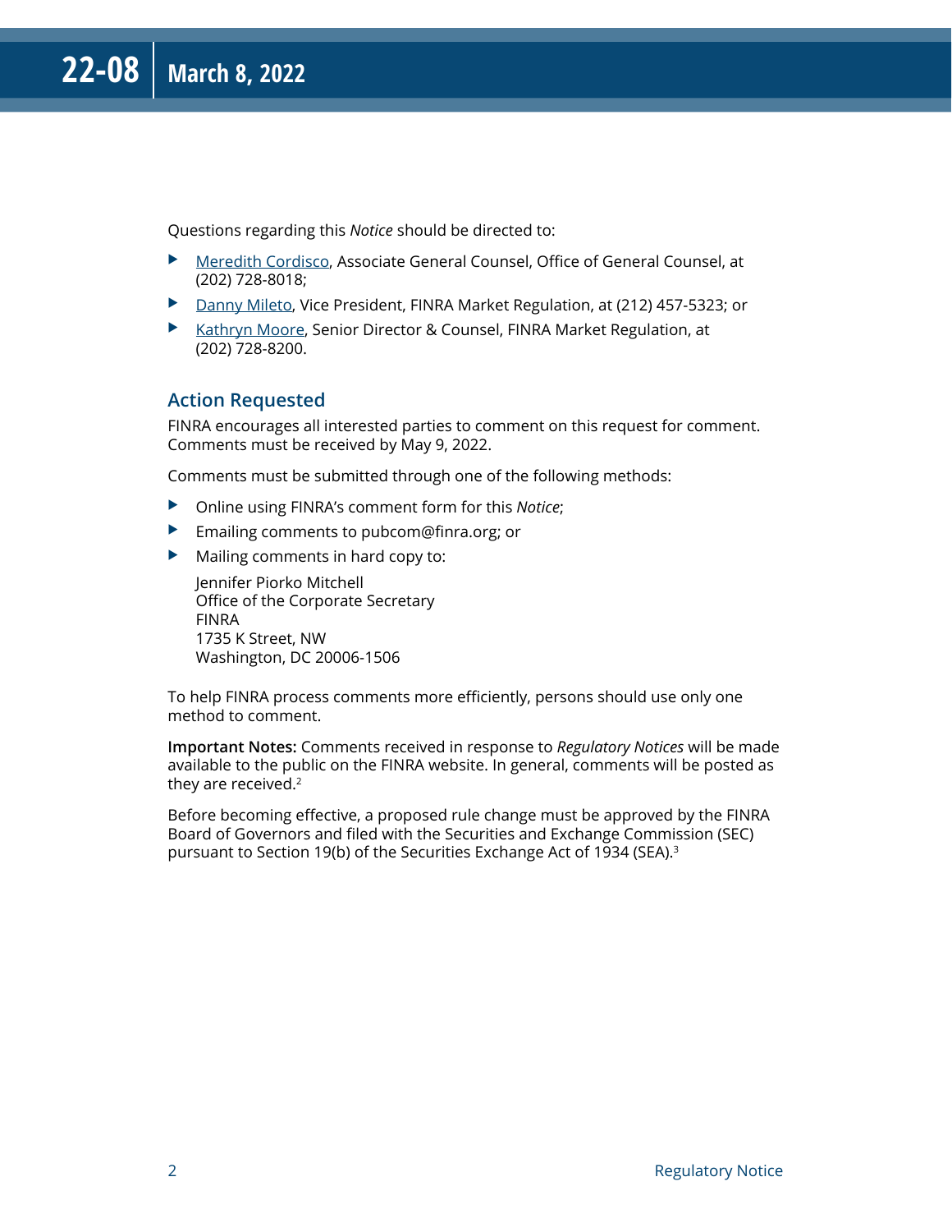Questions regarding this *Notice* should be directed to:

- Meredith Cordisco, Associate General Counsel, Office of General Counsel, at (202) 728-8018;
- Danny Mileto, Vice President, FINRA Market Regulation, at (212) 457-5323; or
- Kathryn Moore, Senior Director & Counsel, FINRA Market Regulation, at (202) 728-8200.

## Action Requested

FINRA encourages all interested parties to comment on this request for comment. Comments must be received by May 9, 2022.

Comments must be submitted through one of the following methods:

- Online using FINRA's comment form for this *Notice*;
- Emailing comments to pubcom@finra.org; or
- Mailing comments in hard copy to:

  Jennifer Piorko Mitchell
  Office of the Corporate Secretary
  FINRA
  1735 K Street, NW
  Washington, DC 20006-1506

To help FINRA process comments more efficiently, persons should use only one method to comment.

**Important Notes:** Comments received in response to *Regulatory Notices* will be made available to the public on the FINRA website. In general, comments will be posted as they are received.[2]

Before becoming effective, a proposed rule change must be approved by the FINRA Board of Governors and filed with the Securities and Exchange Commission (SEC) pursuant to Section 19(b) of the Securities Exchange Act of 1934 (SEA).[3]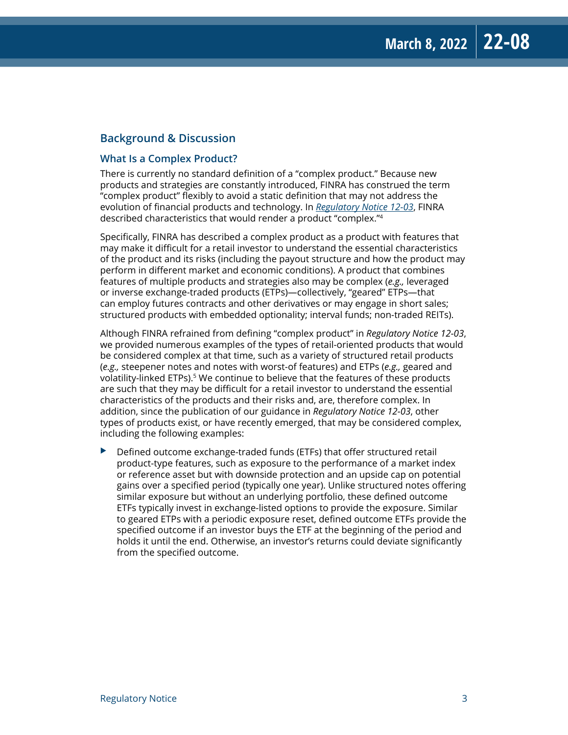## Background & Discussion

### What Is a Complex Product?

There is currently no standard definition of a "complex product." Because new products and strategies are constantly introduced, FINRA has construed the term "complex product" flexibly to avoid a static definition that may not address the evolution of financial products and technology. In [*Regulatory Notice 12-03*](), FINRA described characteristics that would render a product "complex."[4]

Specifically, FINRA has described a complex product as a product with features that may make it difficult for a retail investor to understand the essential characteristics of the product and its risks (including the payout structure and how the product may perform in different market and economic conditions). A product that combines features of multiple products and strategies also may be complex (*e.g.,* leveraged or inverse exchange-traded products (ETPs)—collectively, "geared" ETPs—that can employ futures contracts and other derivatives or may engage in short sales; structured products with embedded optionality; interval funds; non-traded REITs).

Although FINRA refrained from defining "complex product" in *Regulatory Notice 12-03*, we provided numerous examples of the types of retail-oriented products that would be considered complex at that time, such as a variety of structured retail products (*e.g.,* steepener notes and notes with worst-of features) and ETPs (*e.g.,* geared and volatility-linked ETPs).[5] We continue to believe that the features of these products are such that they may be difficult for a retail investor to understand the essential characteristics of the products and their risks and, are, therefore complex. In addition, since the publication of our guidance in *Regulatory Notice 12-03*, other types of products exist, or have recently emerged, that may be considered complex, including the following examples:

- Defined outcome exchange-traded funds (ETFs) that offer structured retail product-type features, such as exposure to the performance of a market index or reference asset but with downside protection and an upside cap on potential gains over a specified period (typically one year). Unlike structured notes offering similar exposure but without an underlying portfolio, these defined outcome ETFs typically invest in exchange-listed options to provide the exposure. Similar to geared ETPs with a periodic exposure reset, defined outcome ETFs provide the specified outcome if an investor buys the ETF at the beginning of the period and holds it until the end. Otherwise, an investor's returns could deviate significantly from the specified outcome.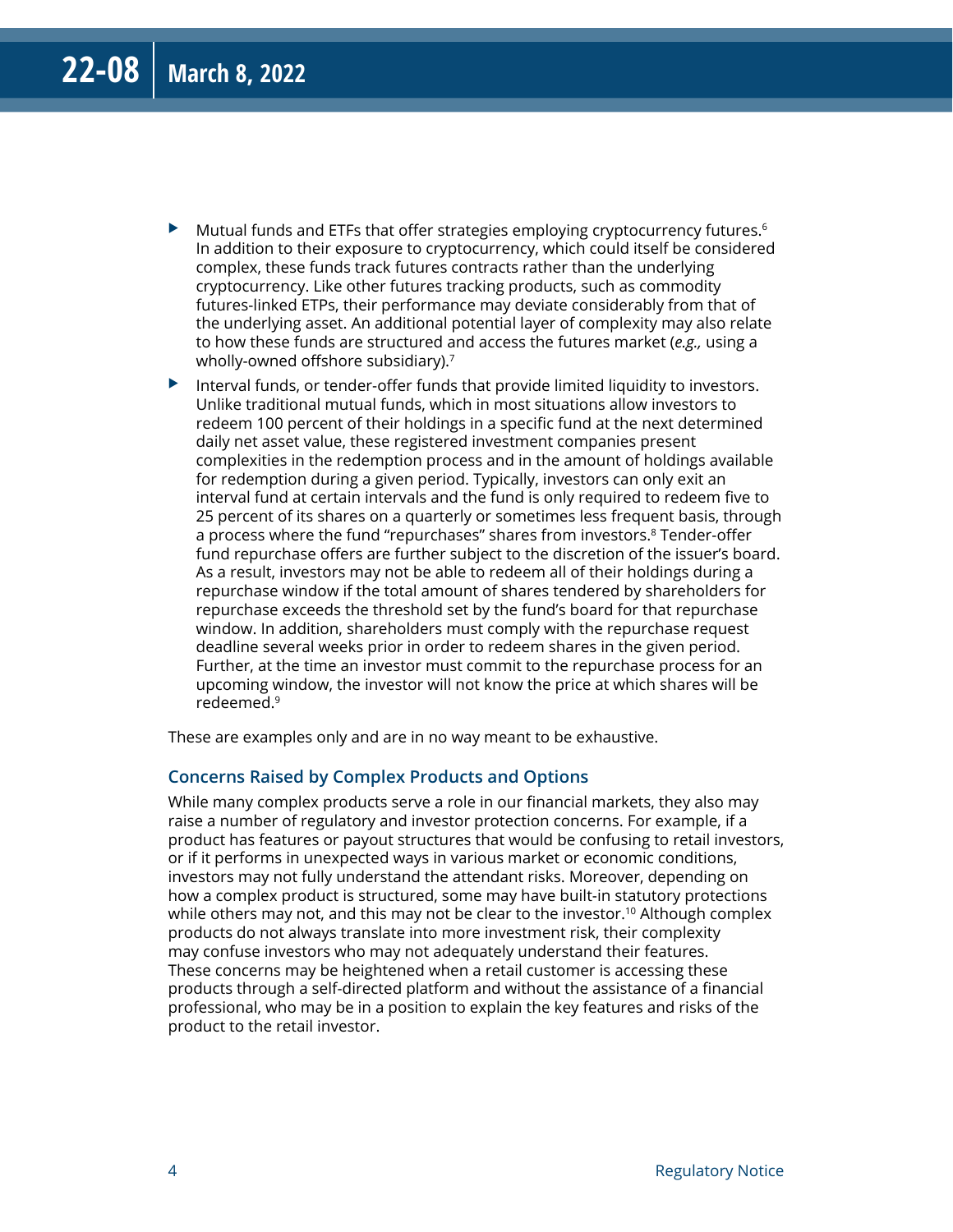- Mutual funds and ETFs that offer strategies employing cryptocurrency futures.[6] In addition to their exposure to cryptocurrency, which could itself be considered complex, these funds track futures contracts rather than the underlying cryptocurrency. Like other futures tracking products, such as commodity futures-linked ETPs, their performance may deviate considerably from that of the underlying asset. An additional potential layer of complexity may also relate to how these funds are structured and access the futures market (*e.g.,* using a wholly-owned offshore subsidiary).[7]
- Interval funds, or tender-offer funds that provide limited liquidity to investors. Unlike traditional mutual funds, which in most situations allow investors to redeem 100 percent of their holdings in a specific fund at the next determined daily net asset value, these registered investment companies present complexities in the redemption process and in the amount of holdings available for redemption during a given period. Typically, investors can only exit an interval fund at certain intervals and the fund is only required to redeem five to 25 percent of its shares on a quarterly or sometimes less frequent basis, through a process where the fund "repurchases" shares from investors.[8] Tender-offer fund repurchase offers are further subject to the discretion of the issuer's board. As a result, investors may not be able to redeem all of their holdings during a repurchase window if the total amount of shares tendered by shareholders for repurchase exceeds the threshold set by the fund's board for that repurchase window. In addition, shareholders must comply with the repurchase request deadline several weeks prior in order to redeem shares in the given period. Further, at the time an investor must commit to the repurchase process for an upcoming window, the investor will not know the price at which shares will be redeemed.[9]

These are examples only and are in no way meant to be exhaustive.

### Concerns Raised by Complex Products and Options

While many complex products serve a role in our financial markets, they also may raise a number of regulatory and investor protection concerns. For example, if a product has features or payout structures that would be confusing to retail investors, or if it performs in unexpected ways in various market or economic conditions, investors may not fully understand the attendant risks. Moreover, depending on how a complex product is structured, some may have built-in statutory protections while others may not, and this may not be clear to the investor.[10] Although complex products do not always translate into more investment risk, their complexity may confuse investors who may not adequately understand their features. These concerns may be heightened when a retail customer is accessing these products through a self-directed platform and without the assistance of a financial professional, who may be in a position to explain the key features and risks of the product to the retail investor.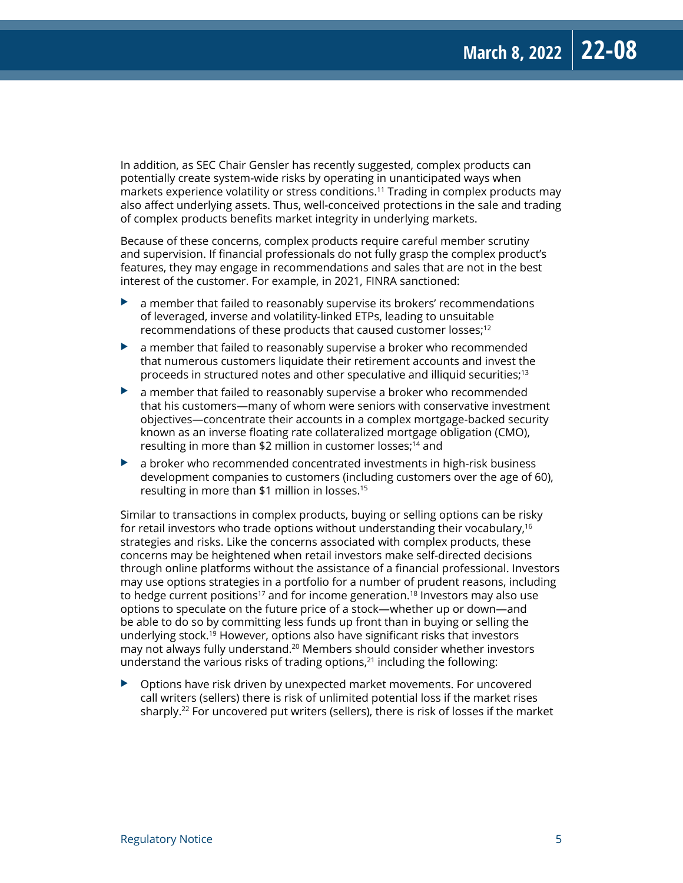In addition, as SEC Chair Gensler has recently suggested, complex products can potentially create system-wide risks by operating in unanticipated ways when markets experience volatility or stress conditions.[11] Trading in complex products may also affect underlying assets. Thus, well-conceived protections in the sale and trading of complex products benefits market integrity in underlying markets.

Because of these concerns, complex products require careful member scrutiny and supervision. If financial professionals do not fully grasp the complex product's features, they may engage in recommendations and sales that are not in the best interest of the customer. For example, in 2021, FINRA sanctioned:

- a member that failed to reasonably supervise its brokers' recommendations of leveraged, inverse and volatility-linked ETPs, leading to unsuitable recommendations of these products that caused customer losses;[12]
- a member that failed to reasonably supervise a broker who recommended that numerous customers liquidate their retirement accounts and invest the proceeds in structured notes and other speculative and illiquid securities;[13]
- a member that failed to reasonably supervise a broker who recommended that his customers—many of whom were seniors with conservative investment objectives—concentrate their accounts in a complex mortgage-backed security known as an inverse floating rate collateralized mortgage obligation (CMO), resulting in more than $2 million in customer losses;[14] and
- a broker who recommended concentrated investments in high-risk business development companies to customers (including customers over the age of 60), resulting in more than $1 million in losses.[15]

Similar to transactions in complex products, buying or selling options can be risky for retail investors who trade options without understanding their vocabulary,[16] strategies and risks. Like the concerns associated with complex products, these concerns may be heightened when retail investors make self-directed decisions through online platforms without the assistance of a financial professional. Investors may use options strategies in a portfolio for a number of prudent reasons, including to hedge current positions[17] and for income generation.[18] Investors may also use options to speculate on the future price of a stock—whether up or down—and be able to do so by committing less funds up front than in buying or selling the underlying stock.[19] However, options also have significant risks that investors may not always fully understand.[20] Members should consider whether investors understand the various risks of trading options,[21] including the following:

- Options have risk driven by unexpected market movements. For uncovered call writers (sellers) there is risk of unlimited potential loss if the market rises sharply.[22] For uncovered put writers (sellers), there is risk of losses if the market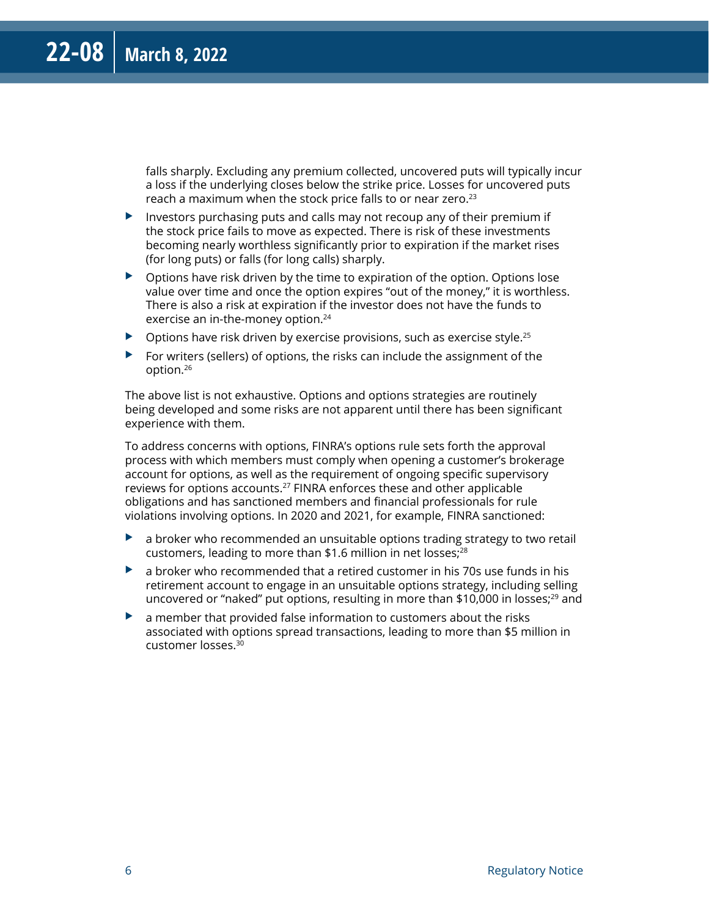falls sharply. Excluding any premium collected, uncovered puts will typically incur a loss if the underlying closes below the strike price. Losses for uncovered puts reach a maximum when the stock price falls to or near zero.[23]

- Investors purchasing puts and calls may not recoup any of their premium if the stock price fails to move as expected. There is risk of these investments becoming nearly worthless significantly prior to expiration if the market rises (for long puts) or falls (for long calls) sharply.
- Options have risk driven by the time to expiration of the option. Options lose value over time and once the option expires "out of the money," it is worthless. There is also a risk at expiration if the investor does not have the funds to exercise an in-the-money option.[24]
- Options have risk driven by exercise provisions, such as exercise style.[25]
- For writers (sellers) of options, the risks can include the assignment of the option.[26]

The above list is not exhaustive. Options and options strategies are routinely being developed and some risks are not apparent until there has been significant experience with them.

To address concerns with options, FINRA's options rule sets forth the approval process with which members must comply when opening a customer's brokerage account for options, as well as the requirement of ongoing specific supervisory reviews for options accounts.[27] FINRA enforces these and other applicable obligations and has sanctioned members and financial professionals for rule violations involving options. In 2020 and 2021, for example, FINRA sanctioned:

- a broker who recommended an unsuitable options trading strategy to two retail customers, leading to more than $1.6 million in net losses;[28]
- a broker who recommended that a retired customer in his 70s use funds in his retirement account to engage in an unsuitable options strategy, including selling uncovered or "naked" put options, resulting in more than $10,000 in losses;[29] and
- a member that provided false information to customers about the risks associated with options spread transactions, leading to more than $5 million in customer losses.[30]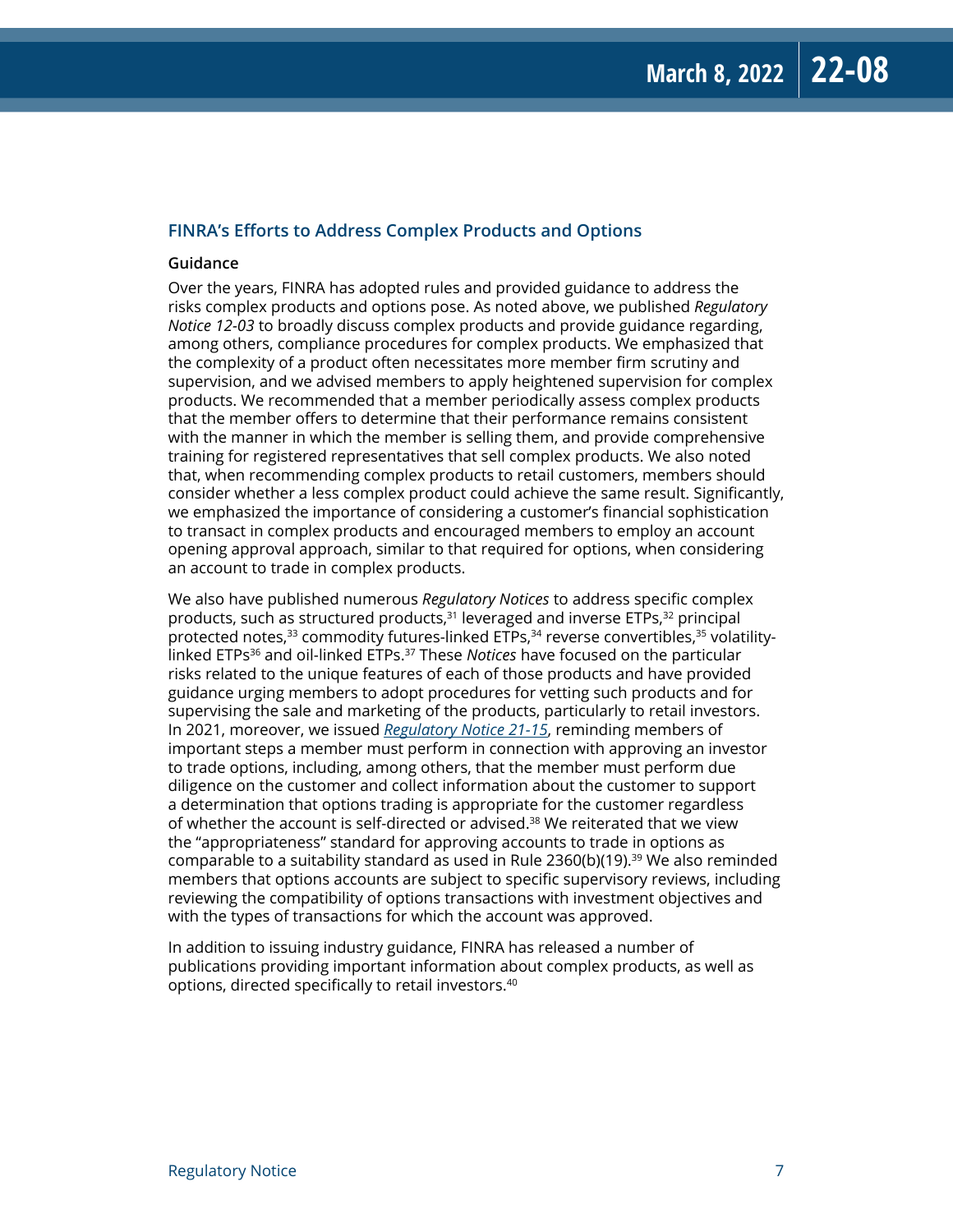## FINRA's Efforts to Address Complex Products and Options

### Guidance

Over the years, FINRA has adopted rules and provided guidance to address the risks complex products and options pose. As noted above, we published *Regulatory Notice 12-03* to broadly discuss complex products and provide guidance regarding, among others, compliance procedures for complex products. We emphasized that the complexity of a product often necessitates more member firm scrutiny and supervision, and we advised members to apply heightened supervision for complex products. We recommended that a member periodically assess complex products that the member offers to determine that their performance remains consistent with the manner in which the member is selling them, and provide comprehensive training for registered representatives that sell complex products. We also noted that, when recommending complex products to retail customers, members should consider whether a less complex product could achieve the same result. Significantly, we emphasized the importance of considering a customer's financial sophistication to transact in complex products and encouraged members to employ an account opening approval approach, similar to that required for options, when considering an account to trade in complex products.

We also have published numerous *Regulatory Notices* to address specific complex products, such as structured products,[31] leveraged and inverse ETPs,[32] principal protected notes,[33] commodity futures-linked ETPs,[34] reverse convertibles,[35] volatility-linked ETPs[36] and oil-linked ETPs.[37] These *Notices* have focused on the particular risks related to the unique features of each of those products and have provided guidance urging members to adopt procedures for vetting such products and for supervising the sale and marketing of the products, particularly to retail investors. In 2021, moreover, we issued [*Regulatory Notice 21-15*](), reminding members of important steps a member must perform in connection with approving an investor to trade options, including, among others, that the member must perform due diligence on the customer and collect information about the customer to support a determination that options trading is appropriate for the customer regardless of whether the account is self-directed or advised.[38] We reiterated that we view the "appropriateness" standard for approving accounts to trade in options as comparable to a suitability standard as used in Rule 2360(b)(19).[39] We also reminded members that options accounts are subject to specific supervisory reviews, including reviewing the compatibility of options transactions with investment objectives and with the types of transactions for which the account was approved.

In addition to issuing industry guidance, FINRA has released a number of publications providing important information about complex products, as well as options, directed specifically to retail investors.[40]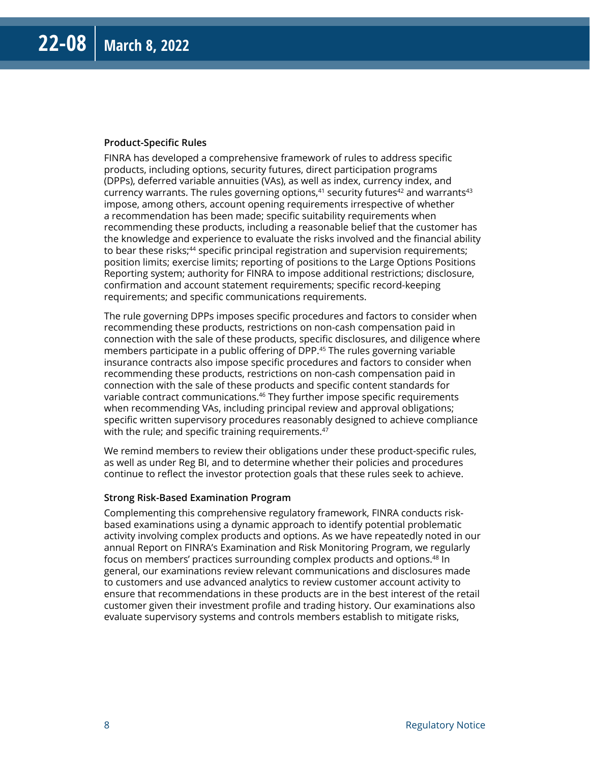### Product-Specific Rules

FINRA has developed a comprehensive framework of rules to address specific products, including options, security futures, direct participation programs (DPPs), deferred variable annuities (VAs), as well as index, currency index, and currency warrants. The rules governing options,[41] security futures[42] and warrants[43] impose, among others, account opening requirements irrespective of whether a recommendation has been made; specific suitability requirements when recommending these products, including a reasonable belief that the customer has the knowledge and experience to evaluate the risks involved and the financial ability to bear these risks;[44] specific principal registration and supervision requirements; position limits; exercise limits; reporting of positions to the Large Options Positions Reporting system; authority for FINRA to impose additional restrictions; disclosure, confirmation and account statement requirements; specific record-keeping requirements; and specific communications requirements.

The rule governing DPPs imposes specific procedures and factors to consider when recommending these products, restrictions on non-cash compensation paid in connection with the sale of these products, specific disclosures, and diligence where members participate in a public offering of DPP.[45] The rules governing variable insurance contracts also impose specific procedures and factors to consider when recommending these products, restrictions on non-cash compensation paid in connection with the sale of these products and specific content standards for variable contract communications.[46] They further impose specific requirements when recommending VAs, including principal review and approval obligations; specific written supervisory procedures reasonably designed to achieve compliance with the rule; and specific training requirements.[47]

We remind members to review their obligations under these product-specific rules, as well as under Reg BI, and to determine whether their policies and procedures continue to reflect the investor protection goals that these rules seek to achieve.

### Strong Risk-Based Examination Program

Complementing this comprehensive regulatory framework, FINRA conducts risk-based examinations using a dynamic approach to identify potential problematic activity involving complex products and options. As we have repeatedly noted in our annual Report on FINRA's Examination and Risk Monitoring Program, we regularly focus on members' practices surrounding complex products and options.[48] In general, our examinations review relevant communications and disclosures made to customers and use advanced analytics to review customer account activity to ensure that recommendations in these products are in the best interest of the retail customer given their investment profile and trading history. Our examinations also evaluate supervisory systems and controls members establish to mitigate risks,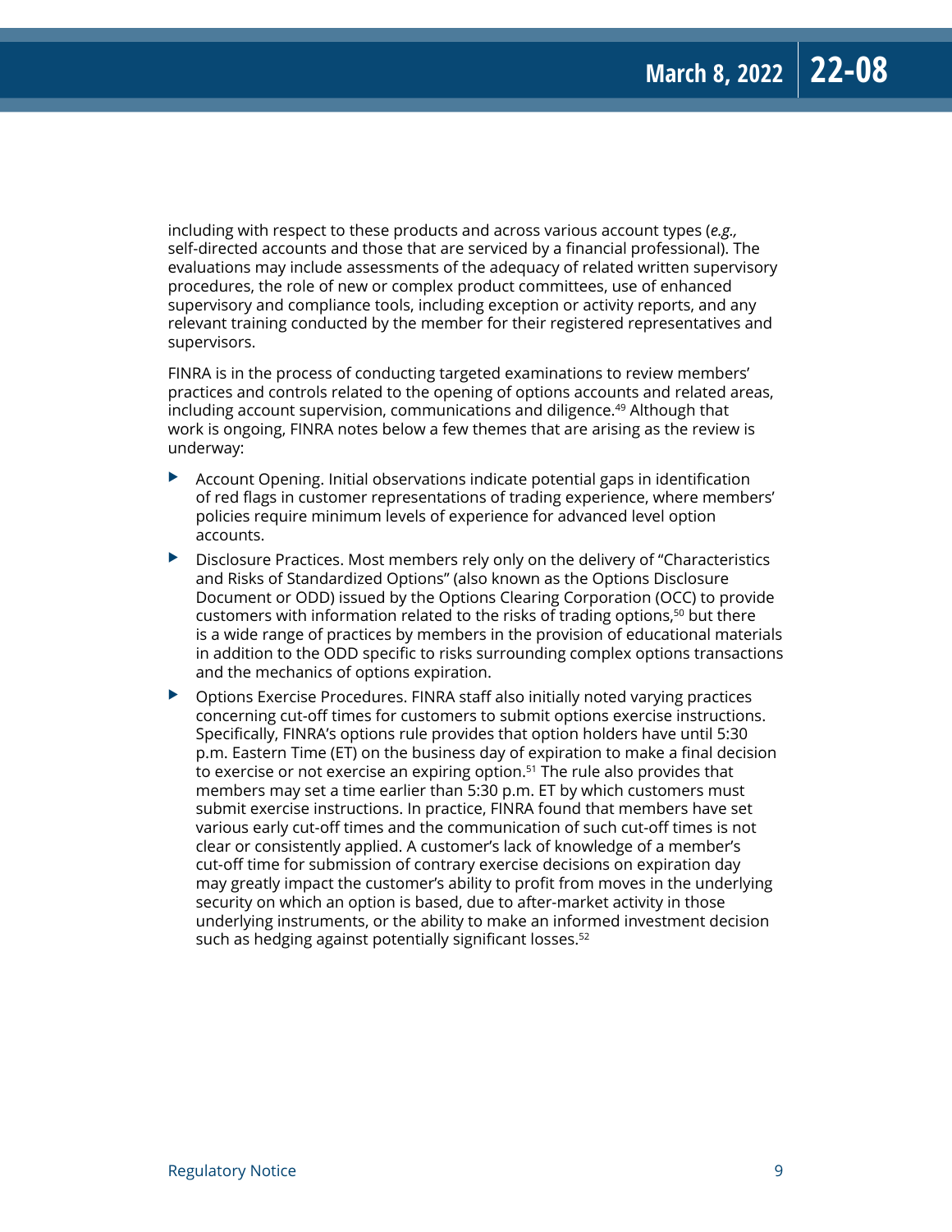including with respect to these products and across various account types (*e.g.,* self-directed accounts and those that are serviced by a financial professional). The evaluations may include assessments of the adequacy of related written supervisory procedures, the role of new or complex product committees, use of enhanced supervisory and compliance tools, including exception or activity reports, and any relevant training conducted by the member for their registered representatives and supervisors.

FINRA is in the process of conducting targeted examinations to review members' practices and controls related to the opening of options accounts and related areas, including account supervision, communications and diligence.[49] Although that work is ongoing, FINRA notes below a few themes that are arising as the review is underway:

- Account Opening. Initial observations indicate potential gaps in identification of red flags in customer representations of trading experience, where members' policies require minimum levels of experience for advanced level option accounts.
- Disclosure Practices. Most members rely only on the delivery of "Characteristics and Risks of Standardized Options" (also known as the Options Disclosure Document or ODD) issued by the Options Clearing Corporation (OCC) to provide customers with information related to the risks of trading options,[50] but there is a wide range of practices by members in the provision of educational materials in addition to the ODD specific to risks surrounding complex options transactions and the mechanics of options expiration.
- Options Exercise Procedures. FINRA staff also initially noted varying practices concerning cut-off times for customers to submit options exercise instructions. Specifically, FINRA's options rule provides that option holders have until 5:30 p.m. Eastern Time (ET) on the business day of expiration to make a final decision to exercise or not exercise an expiring option.[51] The rule also provides that members may set a time earlier than 5:30 p.m. ET by which customers must submit exercise instructions. In practice, FINRA found that members have set various early cut-off times and the communication of such cut-off times is not clear or consistently applied. A customer's lack of knowledge of a member's cut-off time for submission of contrary exercise decisions on expiration day may greatly impact the customer's ability to profit from moves in the underlying security on which an option is based, due to after-market activity in those underlying instruments, or the ability to make an informed investment decision such as hedging against potentially significant losses.[52]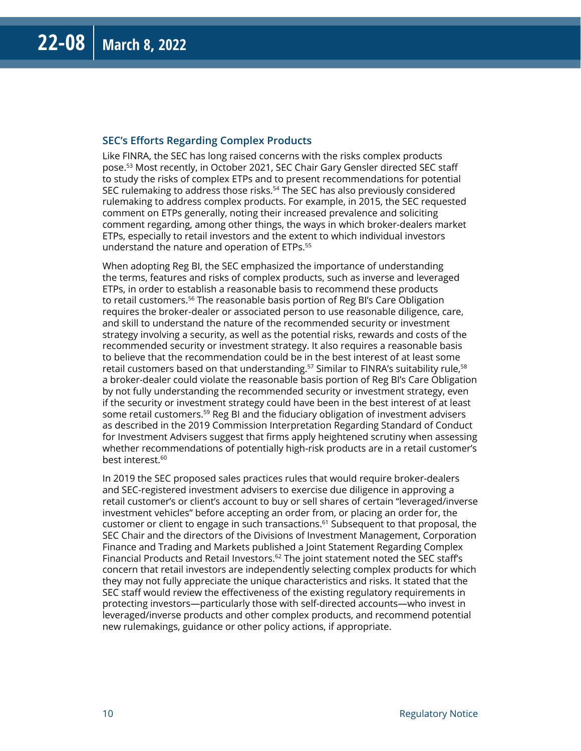### SEC's Efforts Regarding Complex Products

Like FINRA, the SEC has long raised concerns with the risks complex products pose.[53] Most recently, in October 2021, SEC Chair Gary Gensler directed SEC staff to study the risks of complex ETPs and to present recommendations for potential SEC rulemaking to address those risks.[54] The SEC has also previously considered rulemaking to address complex products. For example, in 2015, the SEC requested comment on ETPs generally, noting their increased prevalence and soliciting comment regarding, among other things, the ways in which broker-dealers market ETPs, especially to retail investors and the extent to which individual investors understand the nature and operation of ETPs.[55]

When adopting Reg BI, the SEC emphasized the importance of understanding the terms, features and risks of complex products, such as inverse and leveraged ETPs, in order to establish a reasonable basis to recommend these products to retail customers.[56] The reasonable basis portion of Reg BI's Care Obligation requires the broker-dealer or associated person to use reasonable diligence, care, and skill to understand the nature of the recommended security or investment strategy involving a security, as well as the potential risks, rewards and costs of the recommended security or investment strategy. It also requires a reasonable basis to believe that the recommendation could be in the best interest of at least some retail customers based on that understanding.[57] Similar to FINRA's suitability rule,[58] a broker-dealer could violate the reasonable basis portion of Reg BI's Care Obligation by not fully understanding the recommended security or investment strategy, even if the security or investment strategy could have been in the best interest of at least some retail customers.[59] Reg BI and the fiduciary obligation of investment advisers as described in the 2019 Commission Interpretation Regarding Standard of Conduct for Investment Advisers suggest that firms apply heightened scrutiny when assessing whether recommendations of potentially high-risk products are in a retail customer's best interest.[60]

In 2019 the SEC proposed sales practices rules that would require broker-dealers and SEC-registered investment advisers to exercise due diligence in approving a retail customer's or client's account to buy or sell shares of certain "leveraged/inverse investment vehicles" before accepting an order from, or placing an order for, the customer or client to engage in such transactions.[61] Subsequent to that proposal, the SEC Chair and the directors of the Divisions of Investment Management, Corporation Finance and Trading and Markets published a Joint Statement Regarding Complex Financial Products and Retail Investors.[62] The joint statement noted the SEC staff's concern that retail investors are independently selecting complex products for which they may not fully appreciate the unique characteristics and risks. It stated that the SEC staff would review the effectiveness of the existing regulatory requirements in protecting investors—particularly those with self-directed accounts—who invest in leveraged/inverse products and other complex products, and recommend potential new rulemakings, guidance or other policy actions, if appropriate.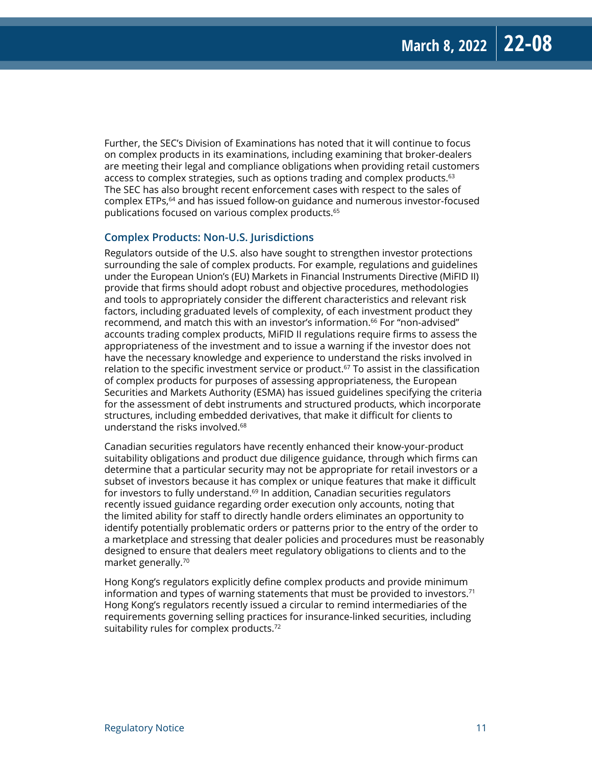Further, the SEC's Division of Examinations has noted that it will continue to focus on complex products in its examinations, including examining that broker-dealers are meeting their legal and compliance obligations when providing retail customers access to complex strategies, such as options trading and complex products.[63] The SEC has also brought recent enforcement cases with respect to the sales of complex ETPs,[64] and has issued follow-on guidance and numerous investor-focused publications focused on various complex products.[65]

### Complex Products: Non-U.S. Jurisdictions

Regulators outside of the U.S. also have sought to strengthen investor protections surrounding the sale of complex products. For example, regulations and guidelines under the European Union's (EU) Markets in Financial Instruments Directive (MiFID II) provide that firms should adopt robust and objective procedures, methodologies and tools to appropriately consider the different characteristics and relevant risk factors, including graduated levels of complexity, of each investment product they recommend, and match this with an investor's information.[66] For "non-advised" accounts trading complex products, MiFID II regulations require firms to assess the appropriateness of the investment and to issue a warning if the investor does not have the necessary knowledge and experience to understand the risks involved in relation to the specific investment service or product.[67] To assist in the classification of complex products for purposes of assessing appropriateness, the European Securities and Markets Authority (ESMA) has issued guidelines specifying the criteria for the assessment of debt instruments and structured products, which incorporate structures, including embedded derivatives, that make it difficult for clients to understand the risks involved.[68]

Canadian securities regulators have recently enhanced their know-your-product suitability obligations and product due diligence guidance, through which firms can determine that a particular security may not be appropriate for retail investors or a subset of investors because it has complex or unique features that make it difficult for investors to fully understand.[69] In addition, Canadian securities regulators recently issued guidance regarding order execution only accounts, noting that the limited ability for staff to directly handle orders eliminates an opportunity to identify potentially problematic orders or patterns prior to the entry of the order to a marketplace and stressing that dealer policies and procedures must be reasonably designed to ensure that dealers meet regulatory obligations to clients and to the market generally.[70]

Hong Kong's regulators explicitly define complex products and provide minimum information and types of warning statements that must be provided to investors.[71] Hong Kong's regulators recently issued a circular to remind intermediaries of the requirements governing selling practices for insurance-linked securities, including suitability rules for complex products.[72]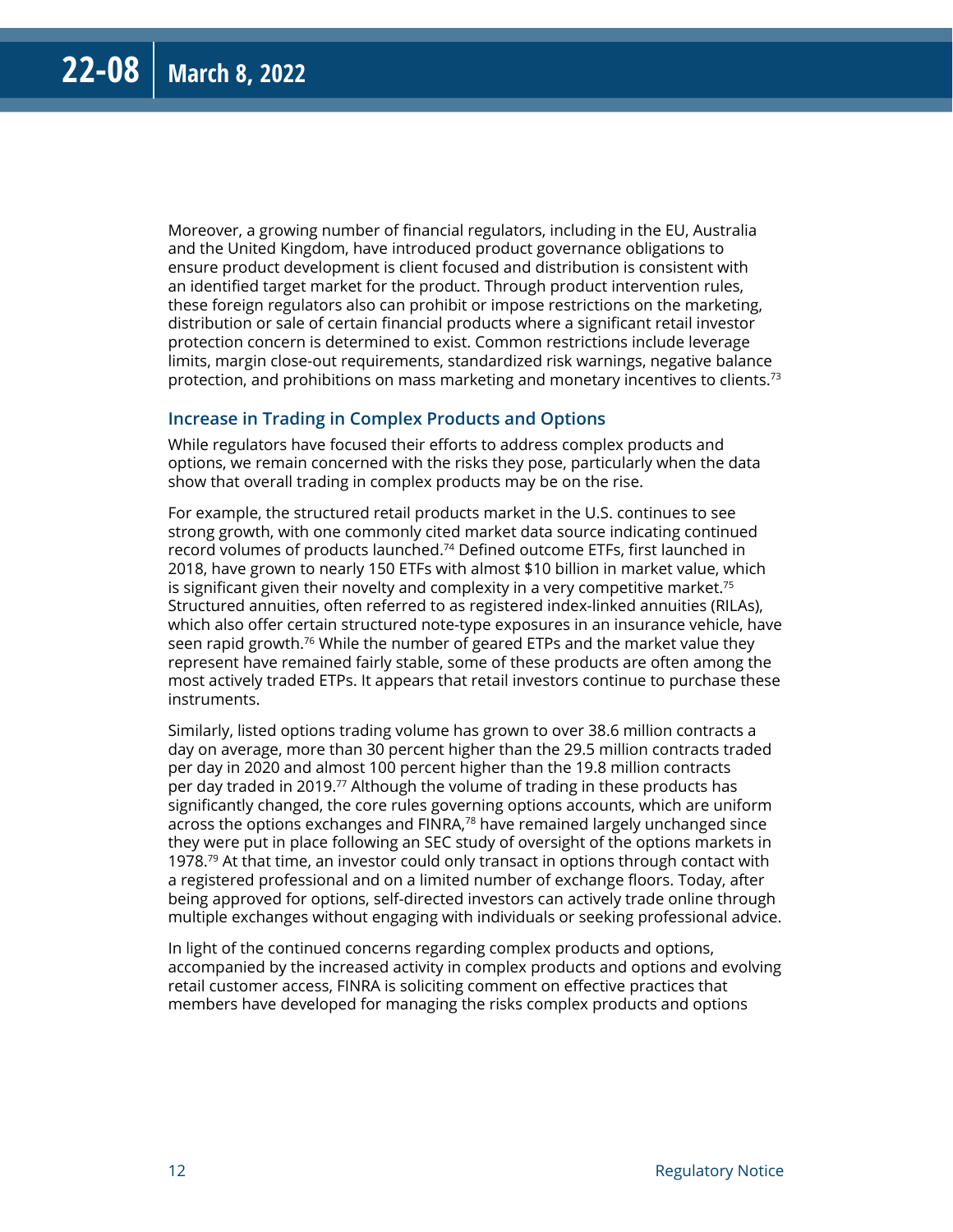Moreover, a growing number of financial regulators, including in the EU, Australia and the United Kingdom, have introduced product governance obligations to ensure product development is client focused and distribution is consistent with an identified target market for the product. Through product intervention rules, these foreign regulators also can prohibit or impose restrictions on the marketing, distribution or sale of certain financial products where a significant retail investor protection concern is determined to exist. Common restrictions include leverage limits, margin close-out requirements, standardized risk warnings, negative balance protection, and prohibitions on mass marketing and monetary incentives to clients.[73]

### Increase in Trading in Complex Products and Options

While regulators have focused their efforts to address complex products and options, we remain concerned with the risks they pose, particularly when the data show that overall trading in complex products may be on the rise.

For example, the structured retail products market in the U.S. continues to see strong growth, with one commonly cited market data source indicating continued record volumes of products launched.[74] Defined outcome ETFs, first launched in 2018, have grown to nearly 150 ETFs with almost $10 billion in market value, which is significant given their novelty and complexity in a very competitive market.[75] Structured annuities, often referred to as registered index-linked annuities (RILAs), which also offer certain structured note-type exposures in an insurance vehicle, have seen rapid growth.[76] While the number of geared ETPs and the market value they represent have remained fairly stable, some of these products are often among the most actively traded ETPs. It appears that retail investors continue to purchase these instruments.

Similarly, listed options trading volume has grown to over 38.6 million contracts a day on average, more than 30 percent higher than the 29.5 million contracts traded per day in 2020 and almost 100 percent higher than the 19.8 million contracts per day traded in 2019.[77] Although the volume of trading in these products has significantly changed, the core rules governing options accounts, which are uniform across the options exchanges and FINRA,[78] have remained largely unchanged since they were put in place following an SEC study of oversight of the options markets in 1978.[79] At that time, an investor could only transact in options through contact with a registered professional and on a limited number of exchange floors. Today, after being approved for options, self-directed investors can actively trade online through multiple exchanges without engaging with individuals or seeking professional advice.

In light of the continued concerns regarding complex products and options, accompanied by the increased activity in complex products and options and evolving retail customer access, FINRA is soliciting comment on effective practices that members have developed for managing the risks complex products and options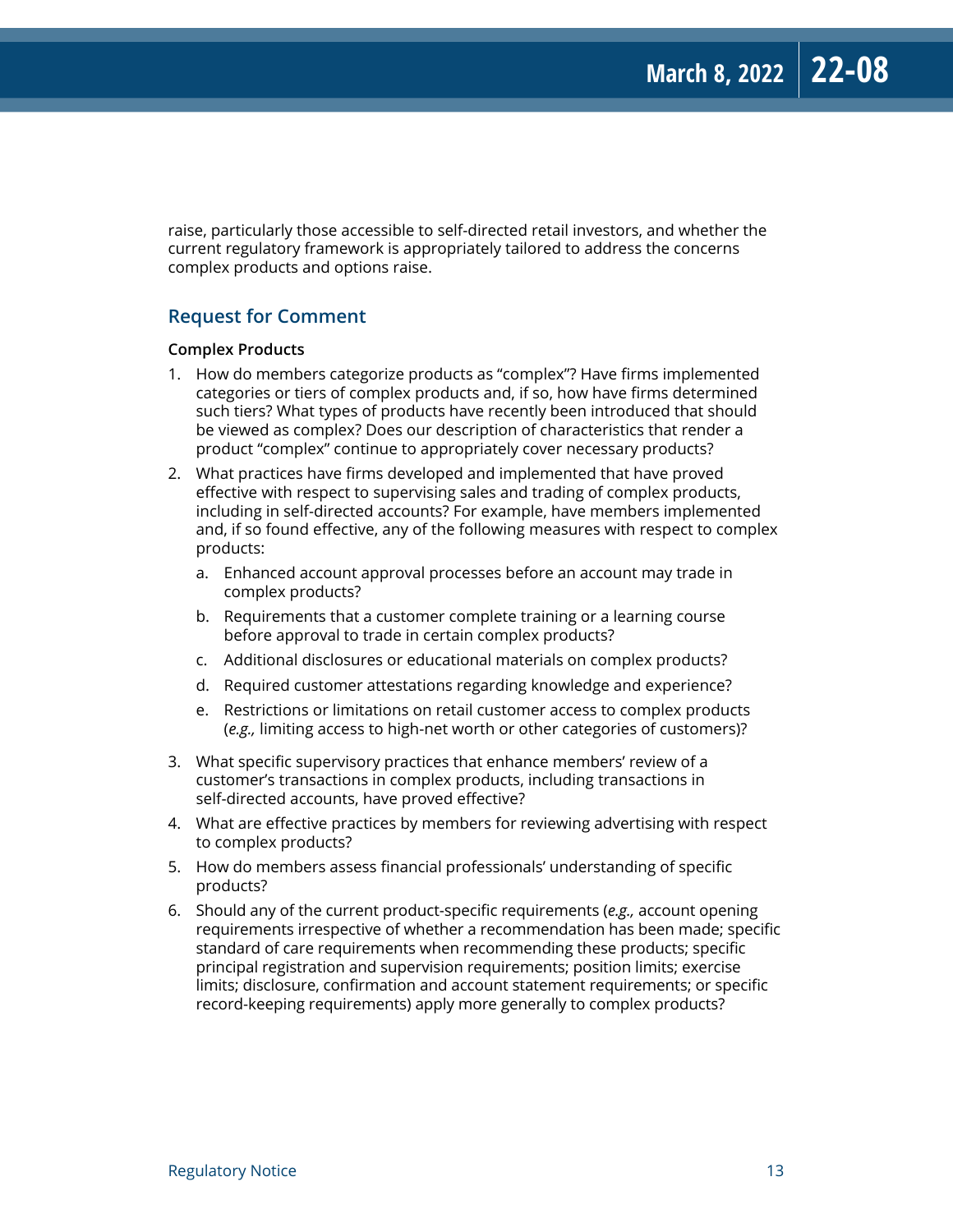raise, particularly those accessible to self-directed retail investors, and whether the current regulatory framework is appropriately tailored to address the concerns complex products and options raise.

## Request for Comment

### Complex Products

1. How do members categorize products as "complex"? Have firms implemented categories or tiers of complex products and, if so, how have firms determined such tiers? What types of products have recently been introduced that should be viewed as complex? Does our description of characteristics that render a product "complex" continue to appropriately cover necessary products?
2. What practices have firms developed and implemented that have proved effective with respect to supervising sales and trading of complex products, including in self-directed accounts? For example, have members implemented and, if so found effective, any of the following measures with respect to complex products:
   a. Enhanced account approval processes before an account may trade in complex products?
   b. Requirements that a customer complete training or a learning course before approval to trade in certain complex products?
   c. Additional disclosures or educational materials on complex products?
   d. Required customer attestations regarding knowledge and experience?
   e. Restrictions or limitations on retail customer access to complex products (*e.g.,* limiting access to high-net worth or other categories of customers)?
3. What specific supervisory practices that enhance members' review of a customer's transactions in complex products, including transactions in self-directed accounts, have proved effective?
4. What are effective practices by members for reviewing advertising with respect to complex products?
5. How do members assess financial professionals' understanding of specific products?
6. Should any of the current product-specific requirements (*e.g.,* account opening requirements irrespective of whether a recommendation has been made; specific standard of care requirements when recommending these products; specific principal registration and supervision requirements; position limits; exercise limits; disclosure, confirmation and account statement requirements; or specific record-keeping requirements) apply more generally to complex products?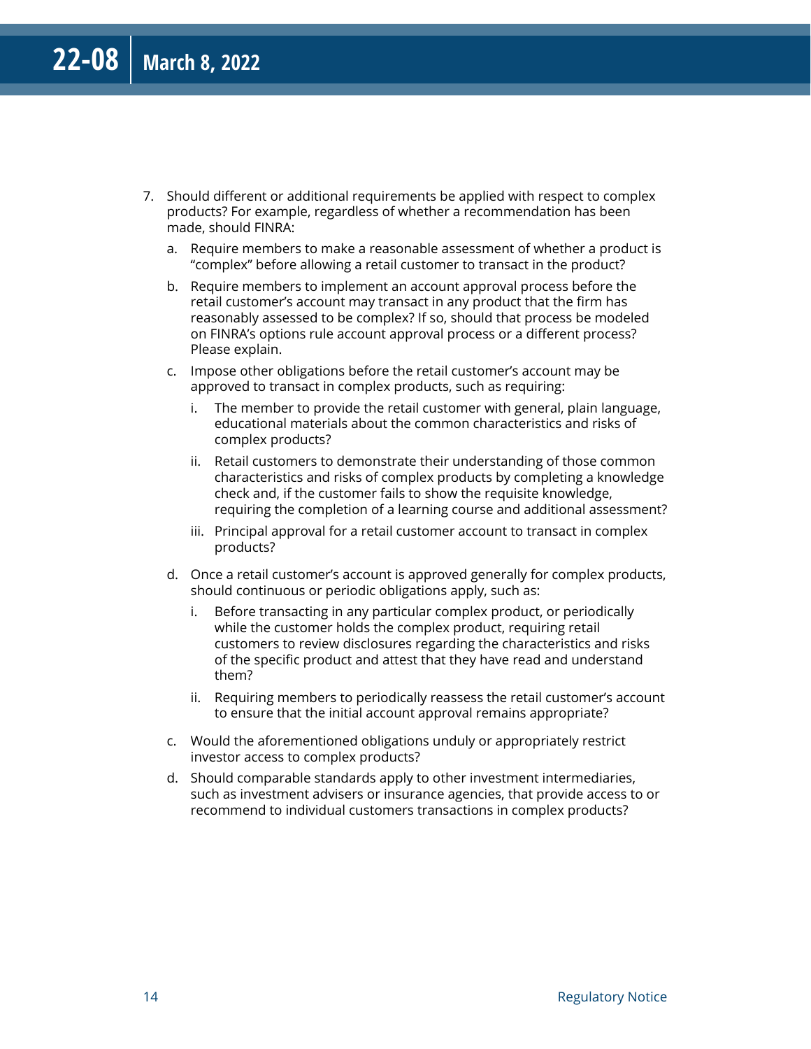7. Should different or additional requirements be applied with respect to complex products? For example, regardless of whether a recommendation has been made, should FINRA:

   a. Require members to make a reasonable assessment of whether a product is "complex" before allowing a retail customer to transact in the product?

   b. Require members to implement an account approval process before the retail customer's account may transact in any product that the firm has reasonably assessed to be complex? If so, should that process be modeled on FINRA's options rule account approval process or a different process? Please explain.

   c. Impose other obligations before the retail customer's account may be approved to transact in complex products, such as requiring:

      i. The member to provide the retail customer with general, plain language, educational materials about the common characteristics and risks of complex products?

      ii. Retail customers to demonstrate their understanding of those common characteristics and risks of complex products by completing a knowledge check and, if the customer fails to show the requisite knowledge, requiring the completion of a learning course and additional assessment?

      iii. Principal approval for a retail customer account to transact in complex products?

   d. Once a retail customer's account is approved generally for complex products, should continuous or periodic obligations apply, such as:

      i. Before transacting in any particular complex product, or periodically while the customer holds the complex product, requiring retail customers to review disclosures regarding the characteristics and risks of the specific product and attest that they have read and understand them?

      ii. Requiring members to periodically reassess the retail customer's account to ensure that the initial account approval remains appropriate?

   c. Would the aforementioned obligations unduly or appropriately restrict investor access to complex products?

   d. Should comparable standards apply to other investment intermediaries, such as investment advisers or insurance agencies, that provide access to or recommend to individual customers transactions in complex products?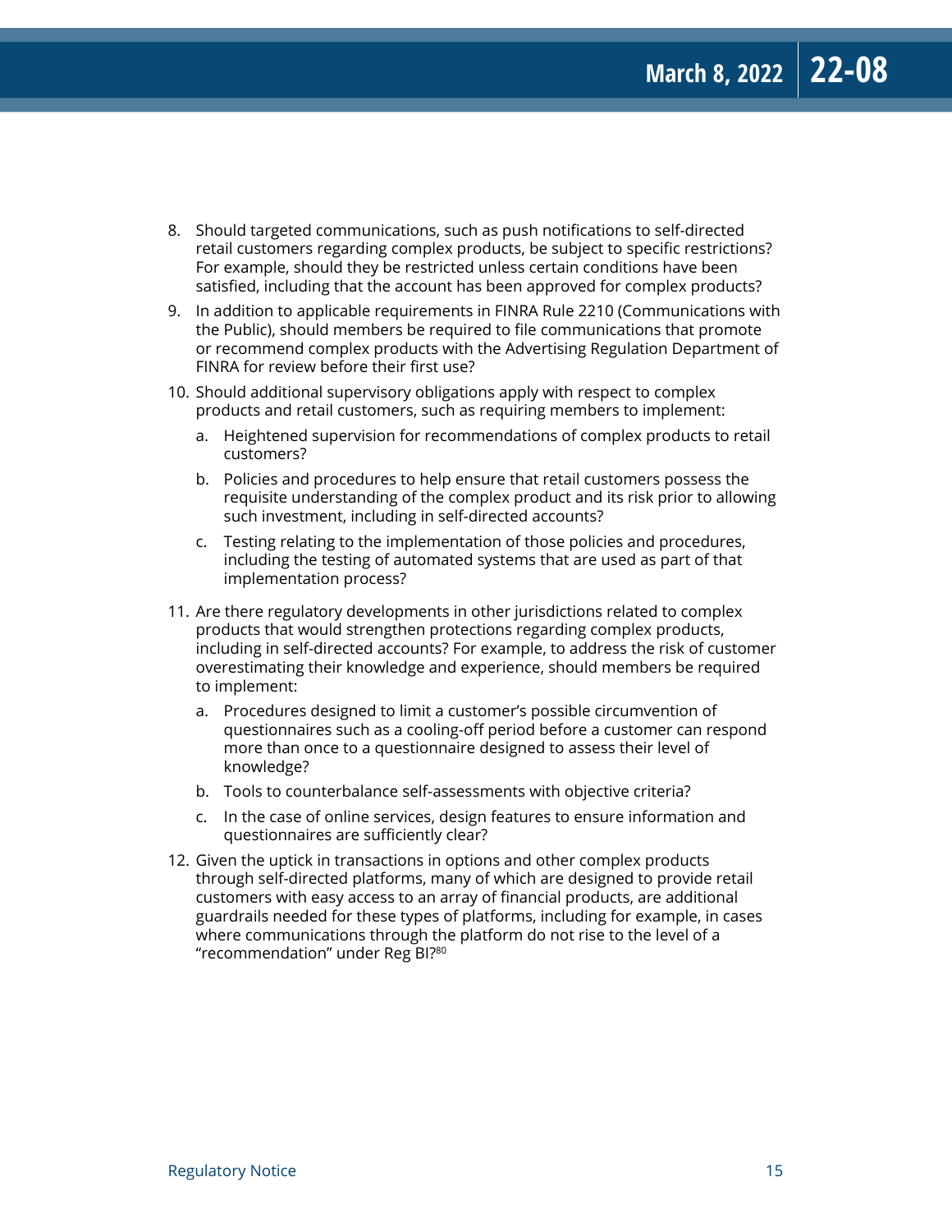8. Should targeted communications, such as push notifications to self-directed retail customers regarding complex products, be subject to specific restrictions? For example, should they be restricted unless certain conditions have been satisfied, including that the account has been approved for complex products?
9. In addition to applicable requirements in FINRA Rule 2210 (Communications with the Public), should members be required to file communications that promote or recommend complex products with the Advertising Regulation Department of FINRA for review before their first use?
10. Should additional supervisory obligations apply with respect to complex products and retail customers, such as requiring members to implement:
    a. Heightened supervision for recommendations of complex products to retail customers?
    b. Policies and procedures to help ensure that retail customers possess the requisite understanding of the complex product and its risk prior to allowing such investment, including in self-directed accounts?
    c. Testing relating to the implementation of those policies and procedures, including the testing of automated systems that are used as part of that implementation process?
11. Are there regulatory developments in other jurisdictions related to complex products that would strengthen protections regarding complex products, including in self-directed accounts? For example, to address the risk of customer overestimating their knowledge and experience, should members be required to implement:
    a. Procedures designed to limit a customer's possible circumvention of questionnaires such as a cooling-off period before a customer can respond more than once to a questionnaire designed to assess their level of knowledge?
    b. Tools to counterbalance self-assessments with objective criteria?
    c. In the case of online services, design features to ensure information and questionnaires are sufficiently clear?
12. Given the uptick in transactions in options and other complex products through self-directed platforms, many of which are designed to provide retail customers with easy access to an array of financial products, are additional guardrails needed for these types of platforms, including for example, in cases where communications through the platform do not rise to the level of a "recommendation" under Reg BI?[80]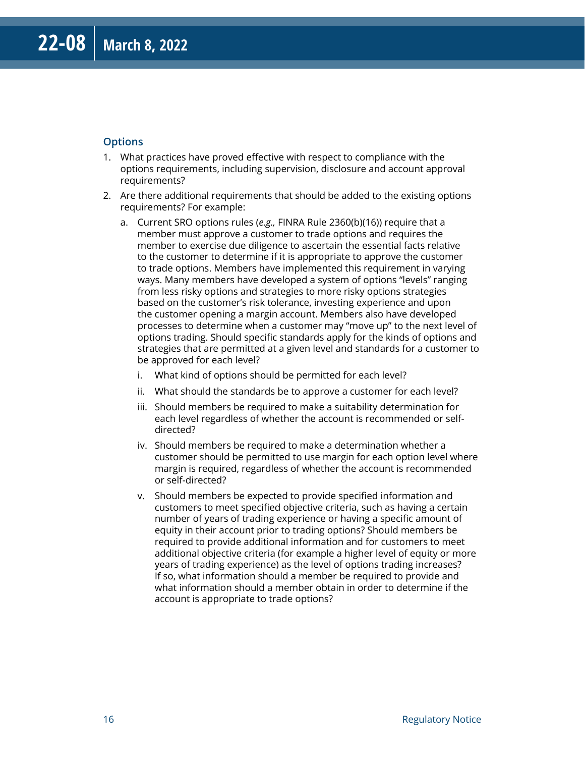### Options

1. What practices have proved effective with respect to compliance with the options requirements, including supervision, disclosure and account approval requirements?
2. Are there additional requirements that should be added to the existing options requirements? For example:
   a. Current SRO options rules (*e.g.,* FINRA Rule 2360(b)(16)) require that a member must approve a customer to trade options and requires the member to exercise due diligence to ascertain the essential facts relative to the customer to determine if it is appropriate to approve the customer to trade options. Members have implemented this requirement in varying ways. Many members have developed a system of options "levels" ranging from less risky options and strategies to more risky options strategies based on the customer's risk tolerance, investing experience and upon the customer opening a margin account. Members also have developed processes to determine when a customer may "move up" to the next level of options trading. Should specific standards apply for the kinds of options and strategies that are permitted at a given level and standards for a customer to be approved for each level?
      i. What kind of options should be permitted for each level?
      ii. What should the standards be to approve a customer for each level?
      iii. Should members be required to make a suitability determination for each level regardless of whether the account is recommended or self-directed?
      iv. Should members be required to make a determination whether a customer should be permitted to use margin for each option level where margin is required, regardless of whether the account is recommended or self-directed?
      v. Should members be expected to provide specified information and customers to meet specified objective criteria, such as having a certain number of years of trading experience or having a specific amount of equity in their account prior to trading options? Should members be required to provide additional information and for customers to meet additional objective criteria (for example a higher level of equity or more years of trading experience) as the level of options trading increases? If so, what information should a member be required to provide and what information should a member obtain in order to determine if the account is appropriate to trade options?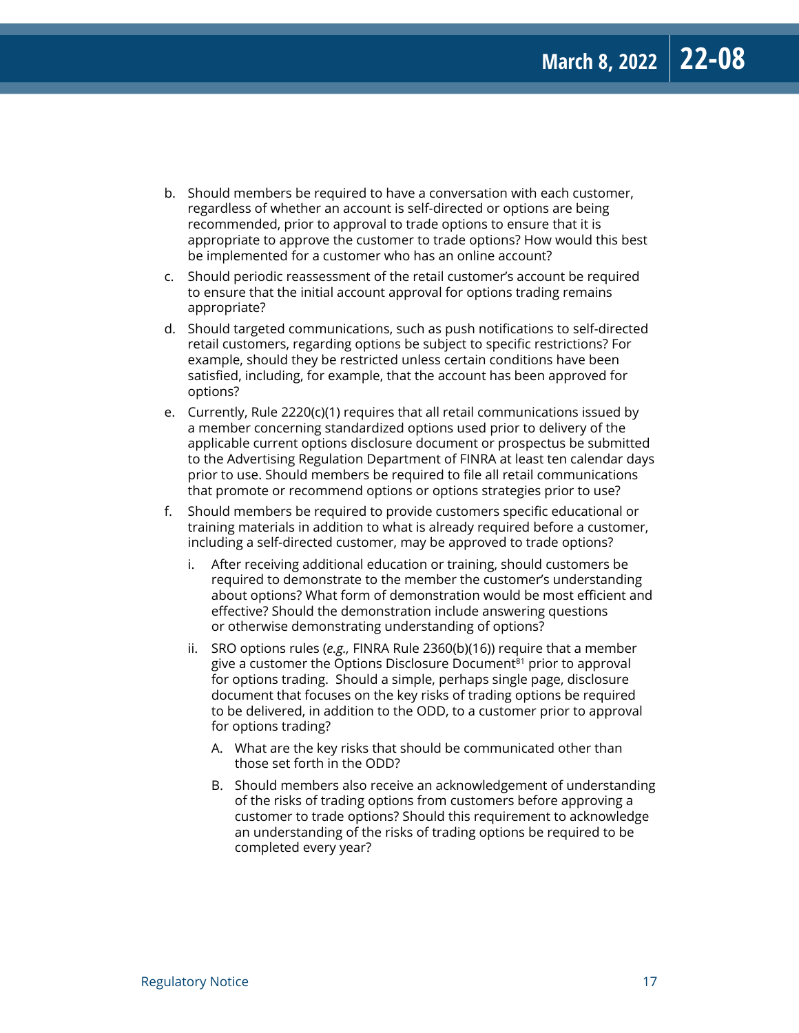b. Should members be required to have a conversation with each customer, regardless of whether an account is self-directed or options are being recommended, prior to approval to trade options to ensure that it is appropriate to approve the customer to trade options? How would this best be implemented for a customer who has an online account?

c. Should periodic reassessment of the retail customer's account be required to ensure that the initial account approval for options trading remains appropriate?

d. Should targeted communications, such as push notifications to self-directed retail customers, regarding options be subject to specific restrictions? For example, should they be restricted unless certain conditions have been satisfied, including, for example, that the account has been approved for options?

e. Currently, Rule 2220(c)(1) requires that all retail communications issued by a member concerning standardized options used prior to delivery of the applicable current options disclosure document or prospectus be submitted to the Advertising Regulation Department of FINRA at least ten calendar days prior to use. Should members be required to file all retail communications that promote or recommend options or options strategies prior to use?

f. Should members be required to provide customers specific educational or training materials in addition to what is already required before a customer, including a self-directed customer, may be approved to trade options?

   i. After receiving additional education or training, should customers be required to demonstrate to the member the customer's understanding about options? What form of demonstration would be most efficient and effective? Should the demonstration include answering questions or otherwise demonstrating understanding of options?

   ii. SRO options rules (*e.g.,* FINRA Rule 2360(b)(16)) require that a member give a customer the Options Disclosure Document[81] prior to approval for options trading. Should a simple, perhaps single page, disclosure document that focuses on the key risks of trading options be required to be delivered, in addition to the ODD, to a customer prior to approval for options trading?

      A. What are the key risks that should be communicated other than those set forth in the ODD?

      B. Should members also receive an acknowledgement of understanding of the risks of trading options from customers before approving a customer to trade options? Should this requirement to acknowledge an understanding of the risks of trading options be required to be completed every year?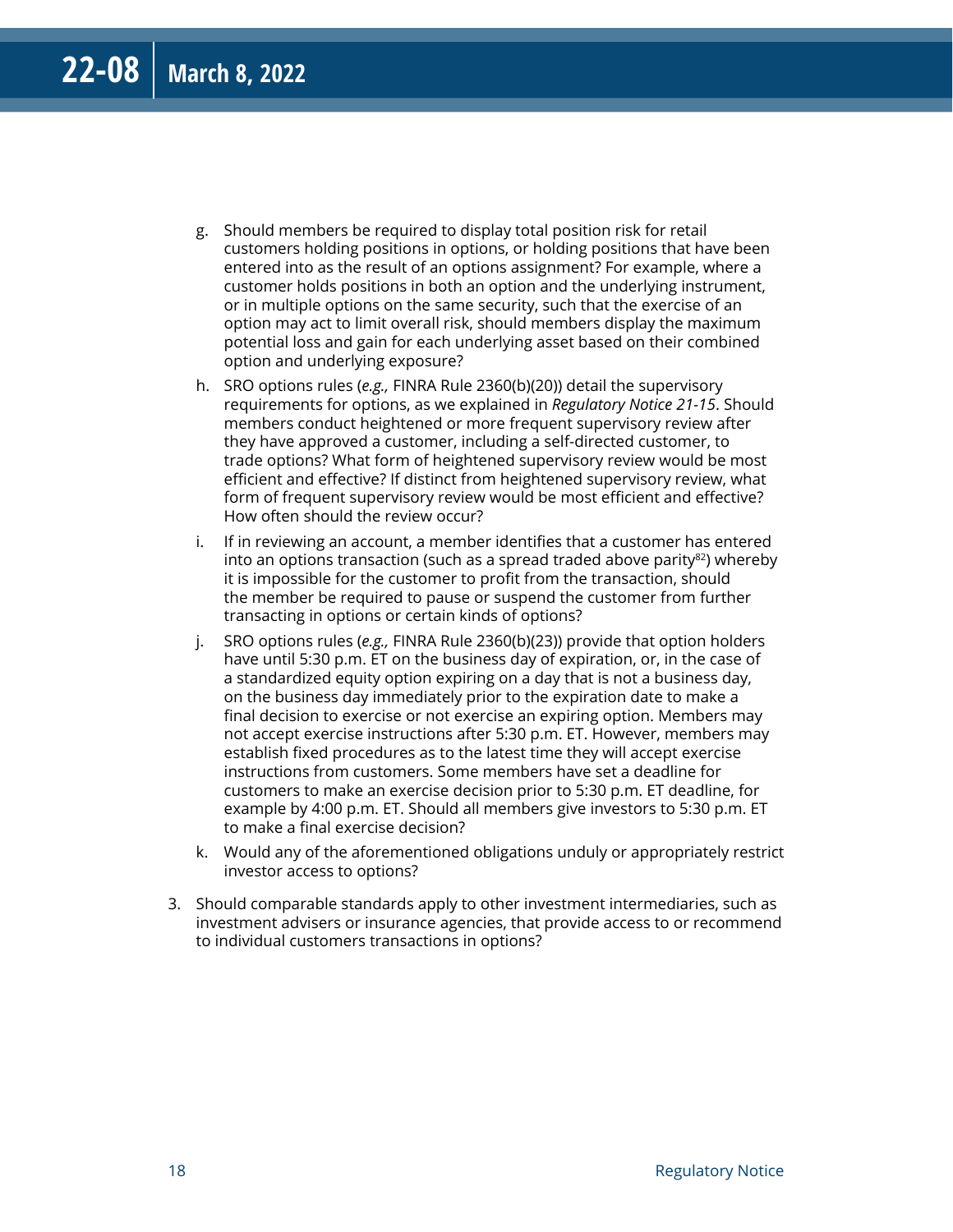g. Should members be required to display total position risk for retail customers holding positions in options, or holding positions that have been entered into as the result of an options assignment? For example, where a customer holds positions in both an option and the underlying instrument, or in multiple options on the same security, such that the exercise of an option may act to limit overall risk, should members display the maximum potential loss and gain for each underlying asset based on their combined option and underlying exposure?

h. SRO options rules (*e.g.,* FINRA Rule 2360(b)(20)) detail the supervisory requirements for options, as we explained in *Regulatory Notice 21-15*. Should members conduct heightened or more frequent supervisory review after they have approved a customer, including a self-directed customer, to trade options? What form of heightened supervisory review would be most efficient and effective? If distinct from heightened supervisory review, what form of frequent supervisory review would be most efficient and effective? How often should the review occur?

i. If in reviewing an account, a member identifies that a customer has entered into an options transaction (such as a spread traded above parity[82]) whereby it is impossible for the customer to profit from the transaction, should the member be required to pause or suspend the customer from further transacting in options or certain kinds of options?

j. SRO options rules (*e.g.,* FINRA Rule 2360(b)(23)) provide that option holders have until 5:30 p.m. ET on the business day of expiration, or, in the case of a standardized equity option expiring on a day that is not a business day, on the business day immediately prior to the expiration date to make a final decision to exercise or not exercise an expiring option. Members may not accept exercise instructions after 5:30 p.m. ET. However, members may establish fixed procedures as to the latest time they will accept exercise instructions from customers. Some members have set a deadline for customers to make an exercise decision prior to 5:30 p.m. ET deadline, for example by 4:00 p.m. ET. Should all members give investors to 5:30 p.m. ET to make a final exercise decision?

k. Would any of the aforementioned obligations unduly or appropriately restrict investor access to options?

3. Should comparable standards apply to other investment intermediaries, such as investment advisers or insurance agencies, that provide access to or recommend to individual customers transactions in options?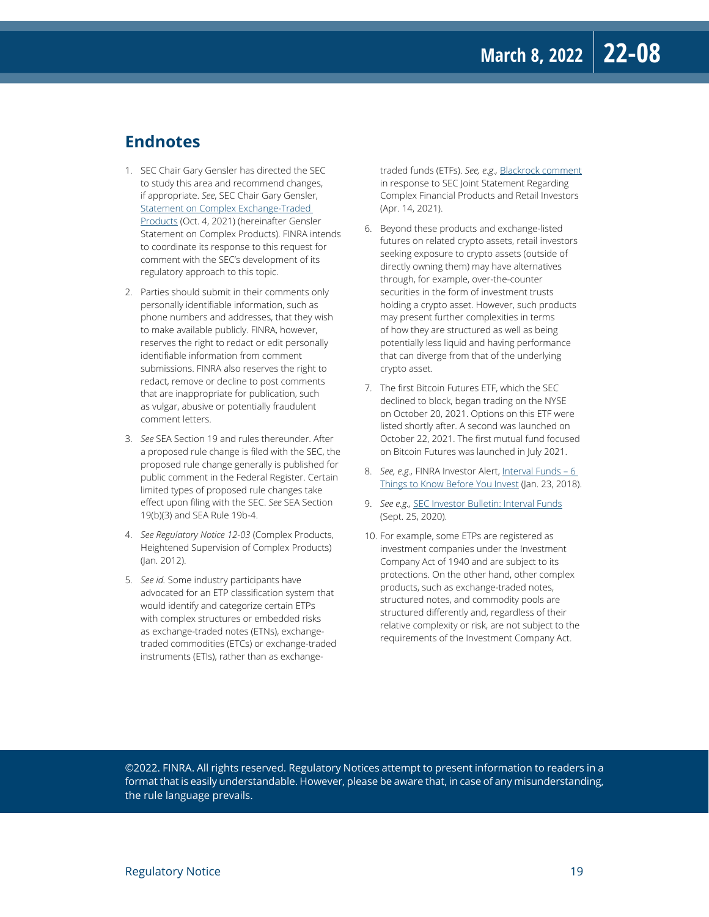## Endnotes

1. SEC Chair Gary Gensler has directed the SEC to study this area and recommend changes, if appropriate. *See*, SEC Chair Gary Gensler, Statement on Complex Exchange-Traded Products (Oct. 4, 2021) (hereinafter Gensler Statement on Complex Products). FINRA intends to coordinate its response to this request for comment with the SEC's development of its regulatory approach to this topic.

2. Parties should submit in their comments only personally identifiable information, such as phone numbers and addresses, that they wish to make available publicly. FINRA, however, reserves the right to redact or edit personally identifiable information from comment submissions. FINRA also reserves the right to redact, remove or decline to post comments that are inappropriate for publication, such as vulgar, abusive or potentially fraudulent comment letters.

3. *See* SEA Section 19 and rules thereunder. After a proposed rule change is filed with the SEC, the proposed rule change generally is published for public comment in the Federal Register. Certain limited types of proposed rule changes take effect upon filing with the SEC. *See* SEA Section 19(b)(3) and SEA Rule 19b-4.

4. *See Regulatory Notice 12-03* (Complex Products, Heightened Supervision of Complex Products) (Jan. 2012).

5. *See id.* Some industry participants have advocated for an ETP classification system that would identify and categorize certain ETPs with complex structures or embedded risks as exchange-traded notes (ETNs), exchange-traded commodities (ETCs) or exchange-traded instruments (ETIs), rather than as exchange-traded funds (ETFs). *See, e.g.,* Blackrock comment in response to SEC Joint Statement Regarding Complex Financial Products and Retail Investors (Apr. 14, 2021).

6. Beyond these products and exchange-listed futures on related crypto assets, retail investors seeking exposure to crypto assets (outside of directly owning them) may have alternatives through, for example, over-the-counter securities in the form of investment trusts holding a crypto asset. However, such products may present further complexities in terms of how they are structured as well as being potentially less liquid and having performance that can diverge from that of the underlying crypto asset.

7. The first Bitcoin Futures ETF, which the SEC declined to block, began trading on the NYSE on October 20, 2021. Options on this ETF were listed shortly after. A second was launched on October 22, 2021. The first mutual fund focused on Bitcoin Futures was launched in July 2021.

8. *See, e.g.,* FINRA Investor Alert, Interval Funds – 6 Things to Know Before You Invest (Jan. 23, 2018).

9. *See e.g.,* SEC Investor Bulletin: Interval Funds (Sept. 25, 2020).

10. For example, some ETPs are registered as investment companies under the Investment Company Act of 1940 and are subject to its protections. On the other hand, other complex products, such as exchange-traded notes, structured notes, and commodity pools are structured differently and, regardless of their relative complexity or risk, are not subject to the requirements of the Investment Company Act.

©2022. FINRA. All rights reserved. Regulatory Notices attempt to present information to readers in a format that is easily understandable. However, please be aware that, in case of any misunderstanding, the rule language prevails.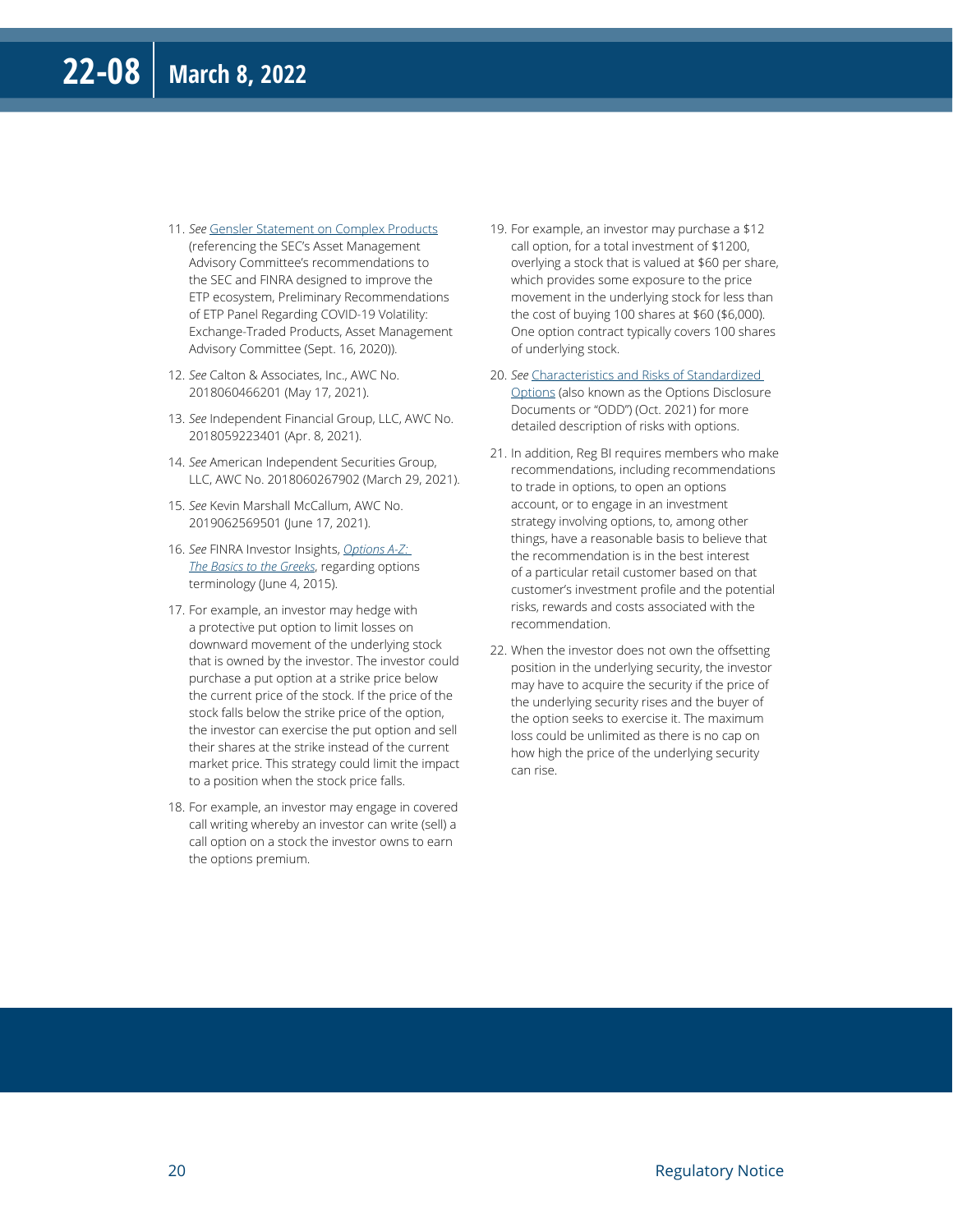11. *See* Gensler Statement on Complex Products (referencing the SEC's Asset Management Advisory Committee's recommendations to the SEC and FINRA designed to improve the ETP ecosystem, Preliminary Recommendations of ETP Panel Regarding COVID-19 Volatility: Exchange-Traded Products, Asset Management Advisory Committee (Sept. 16, 2020)).

12. *See* Calton & Associates, Inc., AWC No. 2018060466201 (May 17, 2021).

13. *See* Independent Financial Group, LLC, AWC No. 2018059223401 (Apr. 8, 2021).

14. *See* American Independent Securities Group, LLC, AWC No. 2018060267902 (March 29, 2021).

15. *See* Kevin Marshall McCallum, AWC No. 2019062569501 (June 17, 2021).

16. *See* FINRA Investor Insights, *Options A-Z: The Basics to the Greeks*, regarding options terminology (June 4, 2015).

17. For example, an investor may hedge with a protective put option to limit losses on downward movement of the underlying stock that is owned by the investor. The investor could purchase a put option at a strike price below the current price of the stock. If the price of the stock falls below the strike price of the option, the investor can exercise the put option and sell their shares at the strike instead of the current market price. This strategy could limit the impact to a position when the stock price falls.

18. For example, an investor may engage in covered call writing whereby an investor can write (sell) a call option on a stock the investor owns to earn the options premium.

19. For example, an investor may purchase a $12 call option, for a total investment of $1200, overlying a stock that is valued at $60 per share, which provides some exposure to the price movement in the underlying stock for less than the cost of buying 100 shares at $60 ($6,000). One option contract typically covers 100 shares of underlying stock.

20. *See* Characteristics and Risks of Standardized Options (also known as the Options Disclosure Documents or "ODD") (Oct. 2021) for more detailed description of risks with options.

21. In addition, Reg BI requires members who make recommendations, including recommendations to trade in options, to open an options account, or to engage in an investment strategy involving options, to, among other things, have a reasonable basis to believe that the recommendation is in the best interest of a particular retail customer based on that customer's investment profile and the potential risks, rewards and costs associated with the recommendation.

22. When the investor does not own the offsetting position in the underlying security, the investor may have to acquire the security if the price of the underlying security rises and the buyer of the option seeks to exercise it. The maximum loss could be unlimited as there is no cap on how high the price of the underlying security can rise.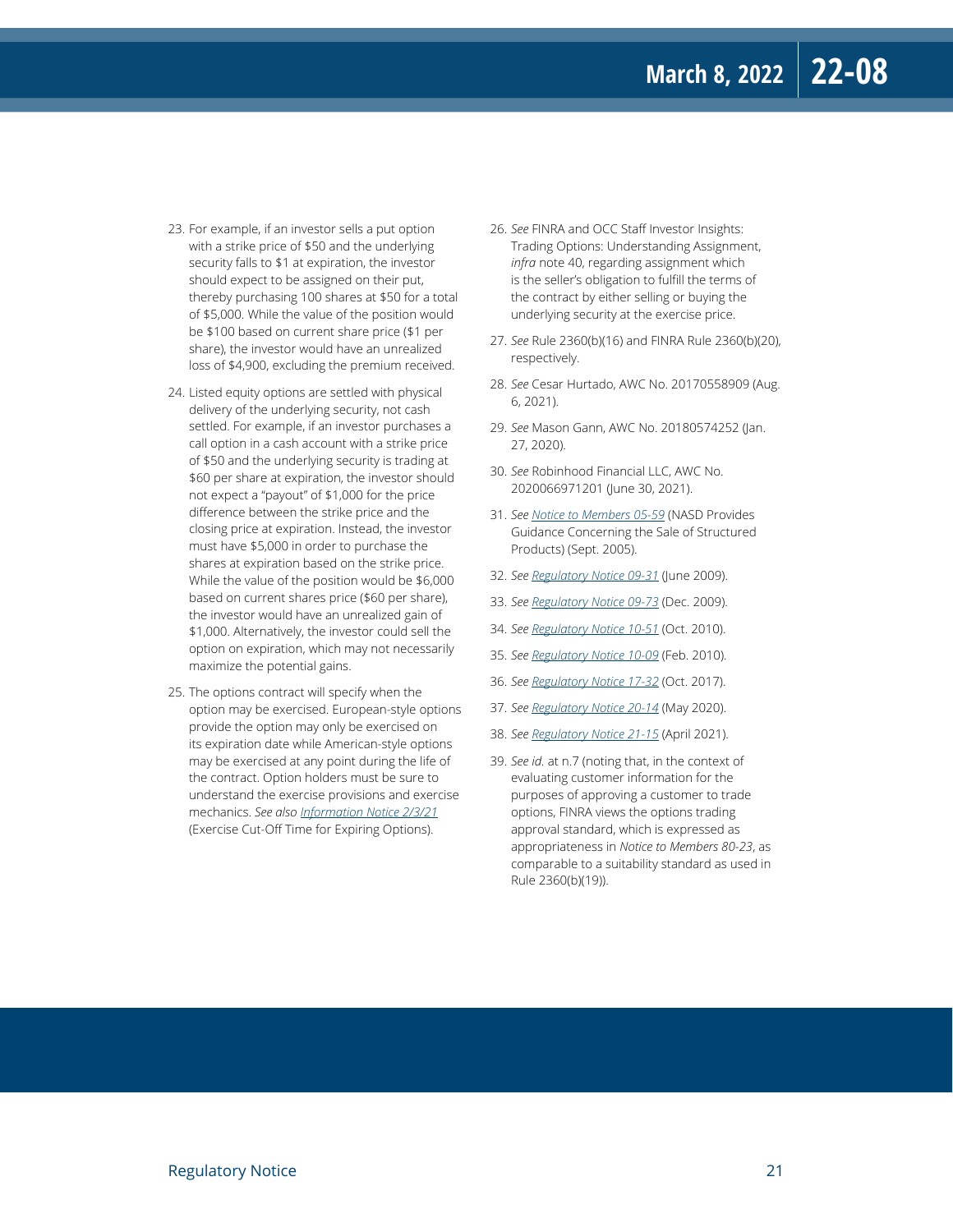23. For example, if an investor sells a put option with a strike price of $50 and the underlying security falls to $1 at expiration, the investor should expect to be assigned on their put, thereby purchasing 100 shares at $50 for a total of $5,000. While the value of the position would be $100 based on current share price ($1 per share), the investor would have an unrealized loss of $4,900, excluding the premium received.

24. Listed equity options are settled with physical delivery of the underlying security, not cash settled. For example, if an investor purchases a call option in a cash account with a strike price of $50 and the underlying security is trading at $60 per share at expiration, the investor should not expect a "payout" of $1,000 for the price difference between the strike price and the closing price at expiration. Instead, the investor must have $5,000 in order to purchase the shares at expiration based on the strike price. While the value of the position would be $6,000 based on current shares price ($60 per share), the investor would have an unrealized gain of $1,000. Alternatively, the investor could sell the option on expiration, which may not necessarily maximize the potential gains.

25. The options contract will specify when the option may be exercised. European-style options provide the option may only be exercised on its expiration date while American-style options may be exercised at any point during the life of the contract. Option holders must be sure to understand the exercise provisions and exercise mechanics. *See also* Information Notice 2/3/21 (Exercise Cut-Off Time for Expiring Options).

26. *See* FINRA and OCC Staff Investor Insights: Trading Options: Understanding Assignment, *infra* note 40, regarding assignment which is the seller's obligation to fulfill the terms of the contract by either selling or buying the underlying security at the exercise price.

27. *See* Rule 2360(b)(16) and FINRA Rule 2360(b)(20), respectively.

28. *See* Cesar Hurtado, AWC No. 20170558909 (Aug. 6, 2021).

29. *See* Mason Gann, AWC No. 20180574252 (Jan. 27, 2020).

30. *See* Robinhood Financial LLC, AWC No. 2020066971201 (June 30, 2021).

31. *See* Notice to Members 05-59 (NASD Provides Guidance Concerning the Sale of Structured Products) (Sept. 2005).

32. *See* Regulatory Notice 09-31 (June 2009).

33. *See* Regulatory Notice 09-73 (Dec. 2009).

34. *See* Regulatory Notice 10-51 (Oct. 2010).

35. *See* Regulatory Notice 10-09 (Feb. 2010).

36. *See* Regulatory Notice 17-32 (Oct. 2017).

37. *See* Regulatory Notice 20-14 (May 2020).

38. *See* Regulatory Notice 21-15 (April 2021).

39. *See id.* at n.7 (noting that, in the context of evaluating customer information for the purposes of approving a customer to trade options, FINRA views the options trading approval standard, which is expressed as appropriateness in *Notice to Members 80-23*, as comparable to a suitability standard as used in Rule 2360(b)(19)).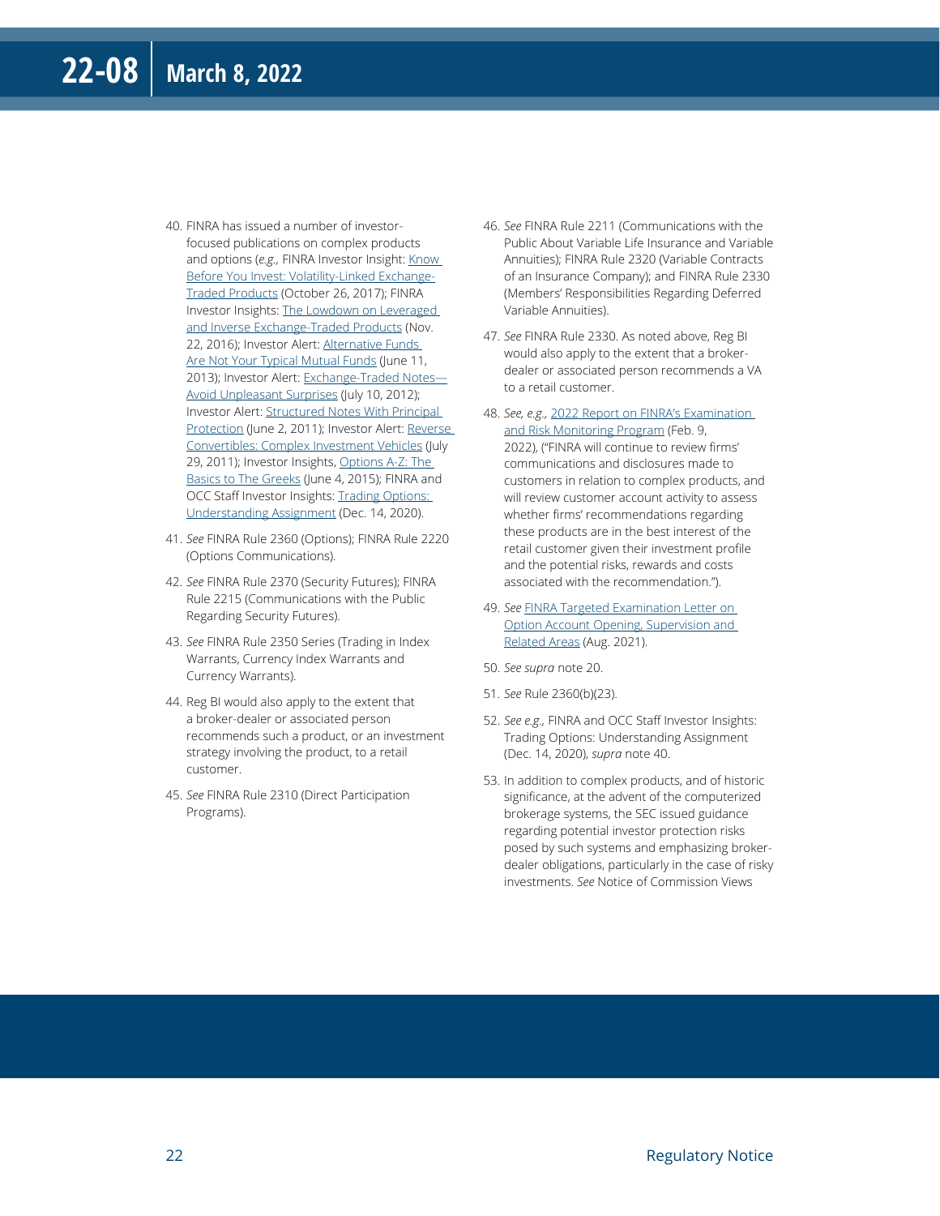40. FINRA has issued a number of investor-focused publications on complex products and options (*e.g.,* FINRA Investor Insight: Know Before You Invest: Volatility-Linked Exchange-Traded Products (October 26, 2017); FINRA Investor Insights: The Lowdown on Leveraged and Inverse Exchange-Traded Products (Nov. 22, 2016); Investor Alert: Alternative Funds Are Not Your Typical Mutual Funds (June 11, 2013); Investor Alert: Exchange-Traded Notes—Avoid Unpleasant Surprises (July 10, 2012); Investor Alert: Structured Notes With Principal Protection (June 2, 2011); Investor Alert: Reverse Convertibles: Complex Investment Vehicles (July 29, 2011); Investor Insights, Options A-Z: The Basics to The Greeks (June 4, 2015); FINRA and OCC Staff Investor Insights: Trading Options: Understanding Assignment (Dec. 14, 2020).

41. *See* FINRA Rule 2360 (Options); FINRA Rule 2220 (Options Communications).

42. *See* FINRA Rule 2370 (Security Futures); FINRA Rule 2215 (Communications with the Public Regarding Security Futures).

43. *See* FINRA Rule 2350 Series (Trading in Index Warrants, Currency Index Warrants and Currency Warrants).

44. Reg BI would also apply to the extent that a broker-dealer or associated person recommends such a product, or an investment strategy involving the product, to a retail customer.

45. *See* FINRA Rule 2310 (Direct Participation Programs).

46. *See* FINRA Rule 2211 (Communications with the Public About Variable Life Insurance and Variable Annuities); FINRA Rule 2320 (Variable Contracts of an Insurance Company); and FINRA Rule 2330 (Members' Responsibilities Regarding Deferred Variable Annuities).

47. *See* FINRA Rule 2330. As noted above, Reg BI would also apply to the extent that a broker-dealer or associated person recommends a VA to a retail customer.

48. *See, e.g.,* 2022 Report on FINRA's Examination and Risk Monitoring Program (Feb. 9, 2022), ("FINRA will continue to review firms' communications and disclosures made to customers in relation to complex products, and will review customer account activity to assess whether firms' recommendations regarding these products are in the best interest of the retail customer given their investment profile and the potential risks, rewards and costs associated with the recommendation.").

49. *See* FINRA Targeted Examination Letter on Option Account Opening, Supervision and Related Areas (Aug. 2021).

50. *See supra* note 20.

51. *See* Rule 2360(b)(23).

52. *See e.g.,* FINRA and OCC Staff Investor Insights: Trading Options: Understanding Assignment (Dec. 14, 2020), *supra* note 40.

53. In addition to complex products, and of historic significance, at the advent of the computerized brokerage systems, the SEC issued guidance regarding potential investor protection risks posed by such systems and emphasizing broker-dealer obligations, particularly in the case of risky investments. *See* Notice of Commission Views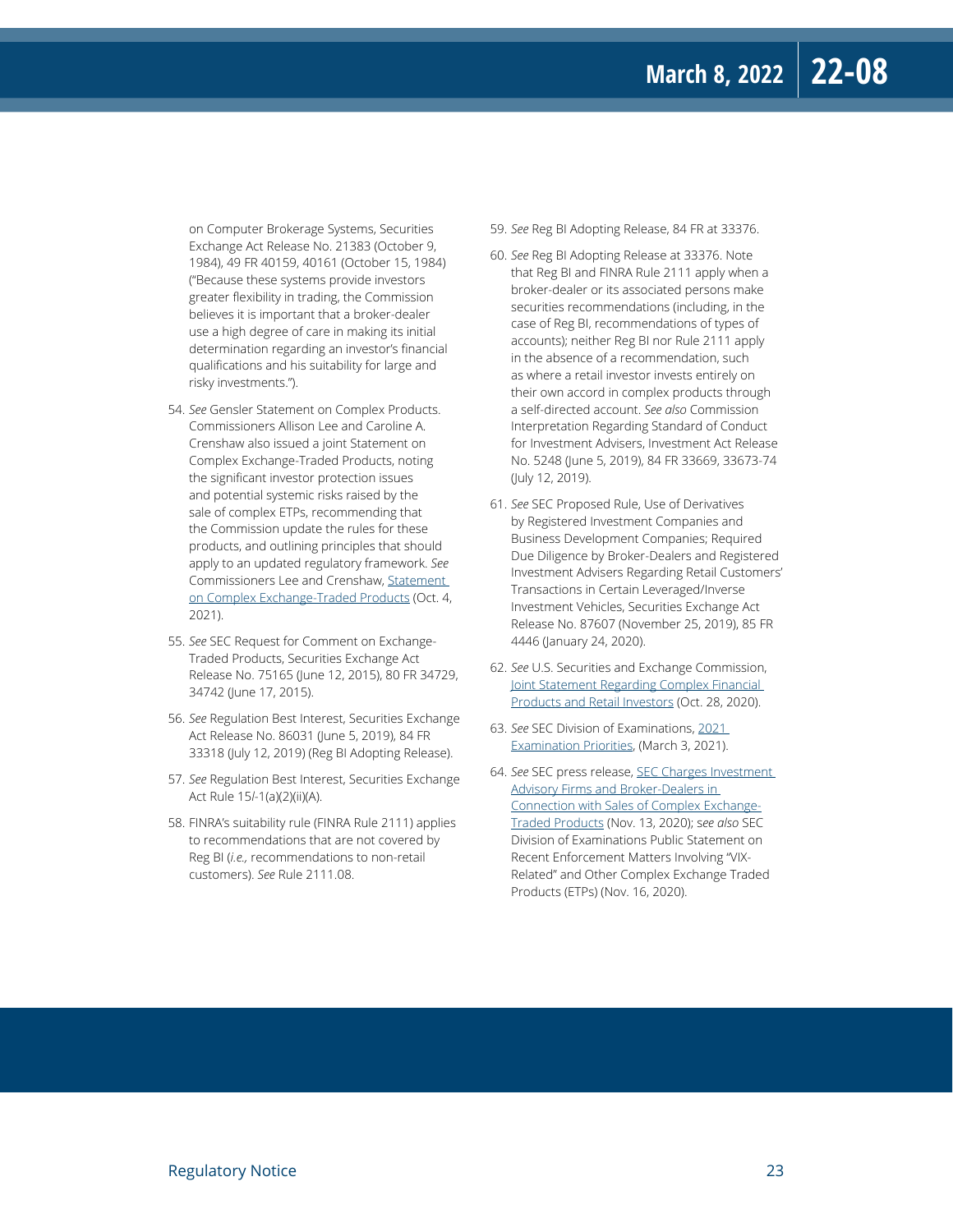on Computer Brokerage Systems, Securities Exchange Act Release No. 21383 (October 9, 1984), 49 FR 40159, 40161 (October 15, 1984) ("Because these systems provide investors greater flexibility in trading, the Commission believes it is important that a broker-dealer use a high degree of care in making its initial determination regarding an investor's financial qualifications and his suitability for large and risky investments.").

54. *See* Gensler Statement on Complex Products. Commissioners Allison Lee and Caroline A. Crenshaw also issued a joint Statement on Complex Exchange-Traded Products, noting the significant investor protection issues and potential systemic risks raised by the sale of complex ETPs, recommending that the Commission update the rules for these products, and outlining principles that should apply to an updated regulatory framework. *See* Commissioners Lee and Crenshaw, Statement on Complex Exchange-Traded Products (Oct. 4, 2021).

55. *See* SEC Request for Comment on Exchange-Traded Products, Securities Exchange Act Release No. 75165 (June 12, 2015), 80 FR 34729, 34742 (June 17, 2015).

56. *See* Regulation Best Interest, Securities Exchange Act Release No. 86031 (June 5, 2019), 84 FR 33318 (July 12, 2019) (Reg BI Adopting Release).

57. *See* Regulation Best Interest, Securities Exchange Act Rule 15*l*-1(a)(2)(ii)(A).

58. FINRA's suitability rule (FINRA Rule 2111) applies to recommendations that are not covered by Reg BI (*i.e.,* recommendations to non-retail customers). *See* Rule 2111.08.

59. *See* Reg BI Adopting Release, 84 FR at 33376.

60. *See* Reg BI Adopting Release at 33376. Note that Reg BI and FINRA Rule 2111 apply when a broker-dealer or its associated persons make securities recommendations (including, in the case of Reg BI, recommendations of types of accounts); neither Reg BI nor Rule 2111 apply in the absence of a recommendation, such as where a retail investor invests entirely on their own accord in complex products through a self-directed account. *See also* Commission Interpretation Regarding Standard of Conduct for Investment Advisers, Investment Act Release No. 5248 (June 5, 2019), 84 FR 33669, 33673-74 (July 12, 2019).

61. *See* SEC Proposed Rule, Use of Derivatives by Registered Investment Companies and Business Development Companies; Required Due Diligence by Broker-Dealers and Registered Investment Advisers Regarding Retail Customers' Transactions in Certain Leveraged/Inverse Investment Vehicles, Securities Exchange Act Release No. 87607 (November 25, 2019), 85 FR 4446 (January 24, 2020).

62. *See* U.S. Securities and Exchange Commission, Joint Statement Regarding Complex Financial Products and Retail Investors (Oct. 28, 2020).

63. *See* SEC Division of Examinations, 2021 Examination Priorities, (March 3, 2021).

64. *See* SEC press release, SEC Charges Investment Advisory Firms and Broker-Dealers in Connection with Sales of Complex Exchange-Traded Products (Nov. 13, 2020); s*ee also* SEC Division of Examinations Public Statement on Recent Enforcement Matters Involving "VIX-Related" and Other Complex Exchange Traded Products (ETPs) (Nov. 16, 2020).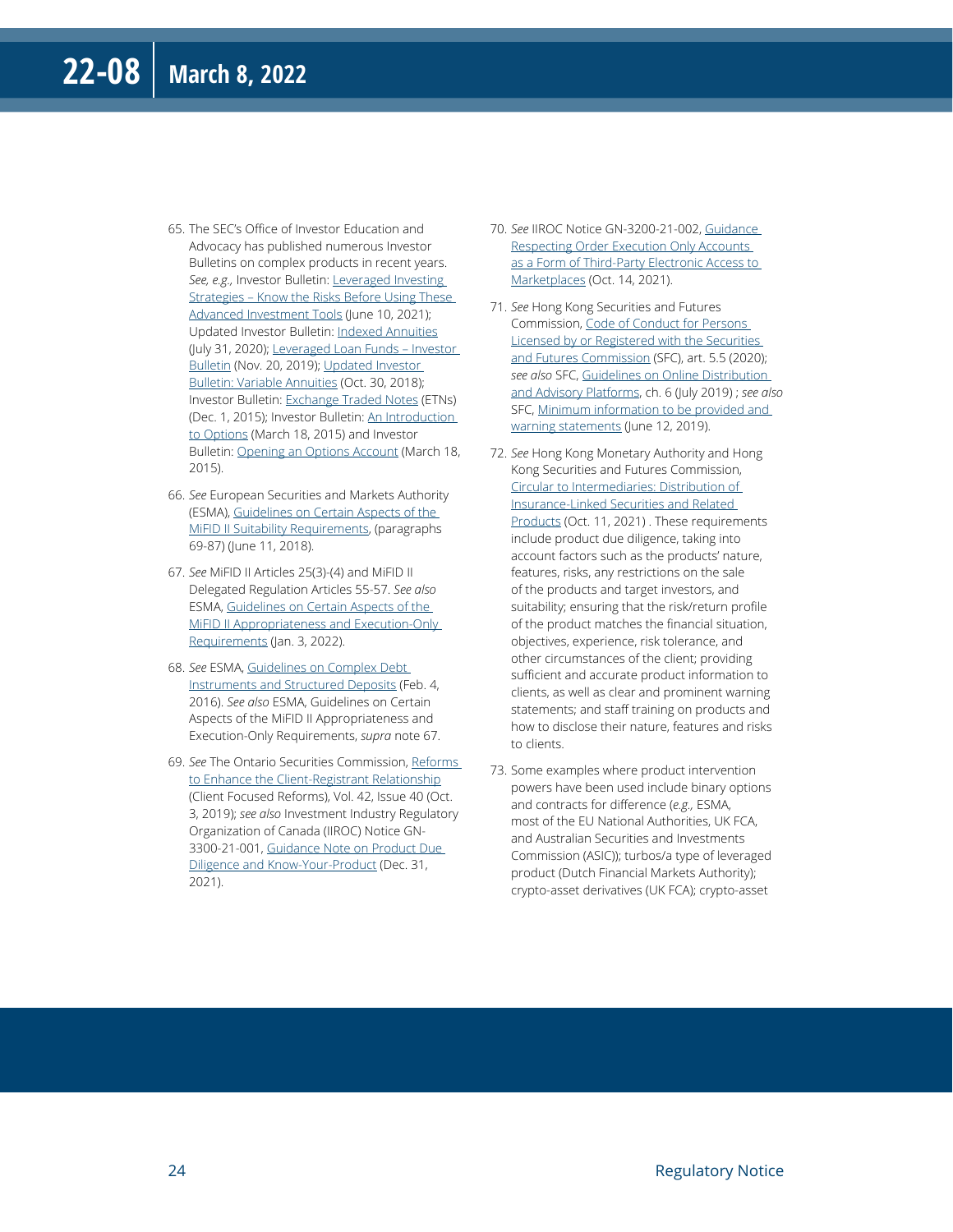65. The SEC's Office of Investor Education and Advocacy has published numerous Investor Bulletins on complex products in recent years. *See, e.g.,* Investor Bulletin: Leveraged Investing Strategies – Know the Risks Before Using These Advanced Investment Tools (June 10, 2021); Updated Investor Bulletin: Indexed Annuities (July 31, 2020); Leveraged Loan Funds – Investor Bulletin (Nov. 20, 2019); Updated Investor Bulletin: Variable Annuities (Oct. 30, 2018); Investor Bulletin: Exchange Traded Notes (ETNs) (Dec. 1, 2015); Investor Bulletin: An Introduction to Options (March 18, 2015) and Investor Bulletin: Opening an Options Account (March 18, 2015).

66. *See* European Securities and Markets Authority (ESMA), Guidelines on Certain Aspects of the MiFID II Suitability Requirements, (paragraphs 69-87) (June 11, 2018).

67. *See* MiFID II Articles 25(3)-(4) and MiFID II Delegated Regulation Articles 55-57. *See also* ESMA, Guidelines on Certain Aspects of the MiFID II Appropriateness and Execution-Only Requirements (Jan. 3, 2022).

68. *See* ESMA, Guidelines on Complex Debt Instruments and Structured Deposits (Feb. 4, 2016). *See also* ESMA, Guidelines on Certain Aspects of the MiFID II Appropriateness and Execution-Only Requirements, *supra* note 67.

69. *See* The Ontario Securities Commission, Reforms to Enhance the Client-Registrant Relationship (Client Focused Reforms), Vol. 42, Issue 40 (Oct. 3, 2019); *see also* Investment Industry Regulatory Organization of Canada (IIROC) Notice GN-3300-21-001, Guidance Note on Product Due Diligence and Know-Your-Product (Dec. 31, 2021).

70. *See* IIROC Notice GN-3200-21-002, Guidance Respecting Order Execution Only Accounts as a Form of Third-Party Electronic Access to Marketplaces (Oct. 14, 2021).

71. *See* Hong Kong Securities and Futures Commission, Code of Conduct for Persons Licensed by or Registered with the Securities and Futures Commission (SFC), art. 5.5 (2020); *see also* SFC, Guidelines on Online Distribution and Advisory Platforms, ch. 6 (July 2019) ; *see also* SFC, Minimum information to be provided and warning statements (June 12, 2019).

72. *See* Hong Kong Monetary Authority and Hong Kong Securities and Futures Commission, Circular to Intermediaries: Distribution of Insurance-Linked Securities and Related Products (Oct. 11, 2021) . These requirements include product due diligence, taking into account factors such as the products' nature, features, risks, any restrictions on the sale of the products and target investors, and suitability; ensuring that the risk/return profile of the product matches the financial situation, objectives, experience, risk tolerance, and other circumstances of the client; providing sufficient and accurate product information to clients, as well as clear and prominent warning statements; and staff training on products and how to disclose their nature, features and risks to clients.

73. Some examples where product intervention powers have been used include binary options and contracts for difference (*e.g.,* ESMA, most of the EU National Authorities, UK FCA, and Australian Securities and Investments Commission (ASIC)); turbos/a type of leveraged product (Dutch Financial Markets Authority); crypto-asset derivatives (UK FCA); crypto-asset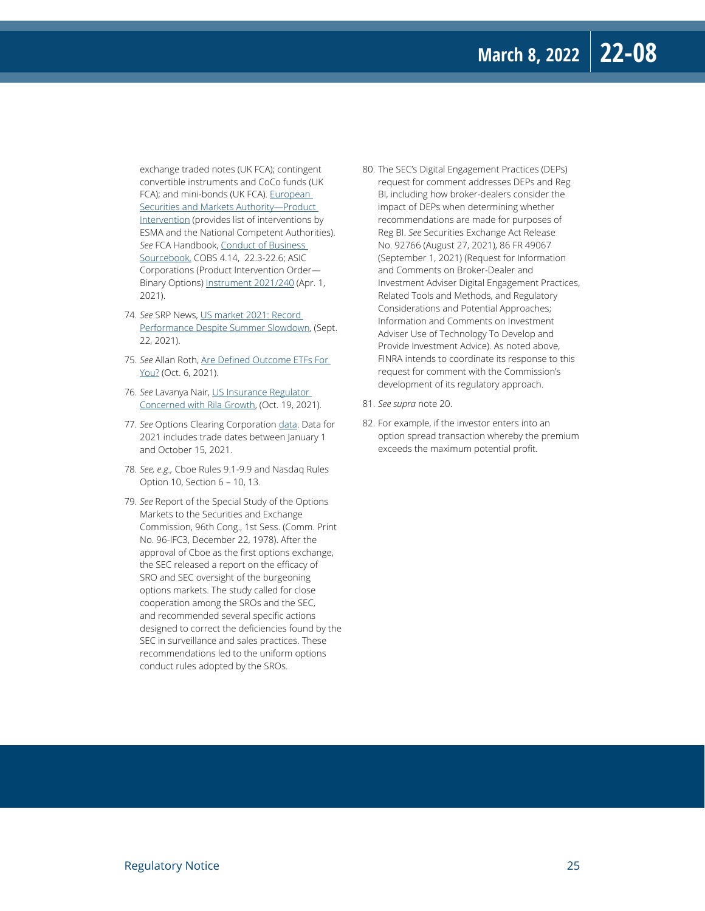exchange traded notes (UK FCA); contingent convertible instruments and CoCo funds (UK FCA); and mini-bonds (UK FCA). European Securities and Markets Authority—Product Intervention (provides list of interventions by ESMA and the National Competent Authorities). *See* FCA Handbook, Conduct of Business Sourcebook, COBS 4.14, 22.3-22.6; ASIC Corporations (Product Intervention Order—Binary Options) Instrument 2021/240 (Apr. 1, 2021).

74. *See* SRP News, US market 2021: Record Performance Despite Summer Slowdown, (Sept. 22, 2021).

75. *See* Allan Roth, Are Defined Outcome ETFs For You? (Oct. 6, 2021).

76. *See* Lavanya Nair, US Insurance Regulator Concerned with Rila Growth, (Oct. 19, 2021).

77. *See* Options Clearing Corporation data. Data for 2021 includes trade dates between January 1 and October 15, 2021.

78. *See, e.g.,* Cboe Rules 9.1-9.9 and Nasdaq Rules Option 10, Section 6 – 10, 13.

79. *See* Report of the Special Study of the Options Markets to the Securities and Exchange Commission, 96th Cong., 1st Sess. (Comm. Print No. 96-IFC3, December 22, 1978). After the approval of Cboe as the first options exchange, the SEC released a report on the efficacy of SRO and SEC oversight of the burgeoning options markets. The study called for close cooperation among the SROs and the SEC, and recommended several specific actions designed to correct the deficiencies found by the SEC in surveillance and sales practices. These recommendations led to the uniform options conduct rules adopted by the SROs.

80. The SEC's Digital Engagement Practices (DEPs) request for comment addresses DEPs and Reg BI, including how broker-dealers consider the impact of DEPs when determining whether recommendations are made for purposes of Reg BI. *See* Securities Exchange Act Release No. 92766 (August 27, 2021), 86 FR 49067 (September 1, 2021) (Request for Information and Comments on Broker-Dealer and Investment Adviser Digital Engagement Practices, Related Tools and Methods, and Regulatory Considerations and Potential Approaches; Information and Comments on Investment Adviser Use of Technology To Develop and Provide Investment Advice). As noted above, FINRA intends to coordinate its response to this request for comment with the Commission's development of its regulatory approach.

81. *See supra* note 20.

82. For example, if the investor enters into an option spread transaction whereby the premium exceeds the maximum potential profit.